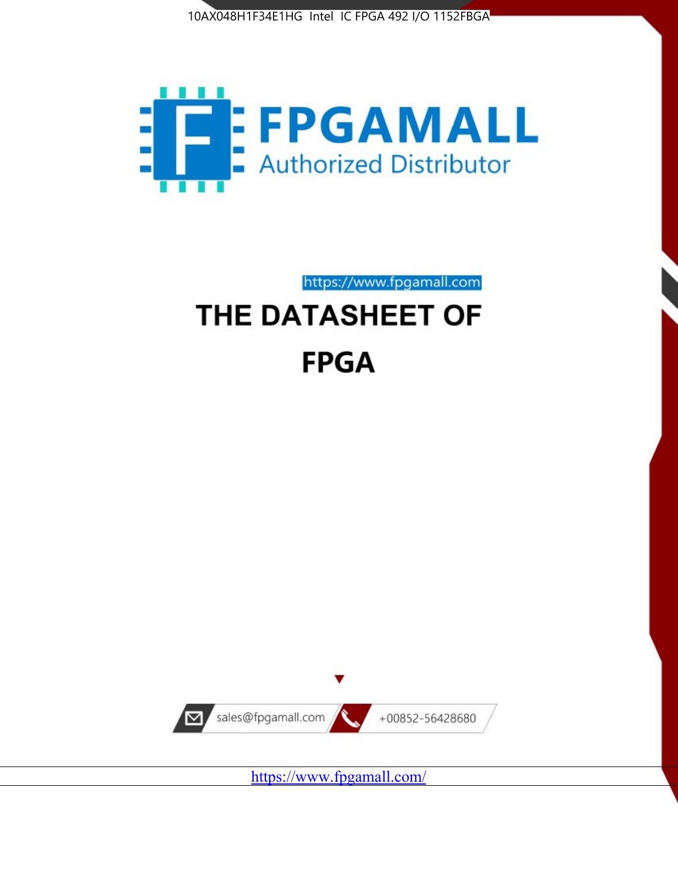10AX048H1F34E1HG Intel IC FPGA 492 I/O 1152FBGA

FPGAMALL
Authorized Distributor

https://www.fpgamall.com

# THE DATASHEET OF

# FPGA

sales@fpgamall.com

+00852-56428680

https://www.fpgamall.com/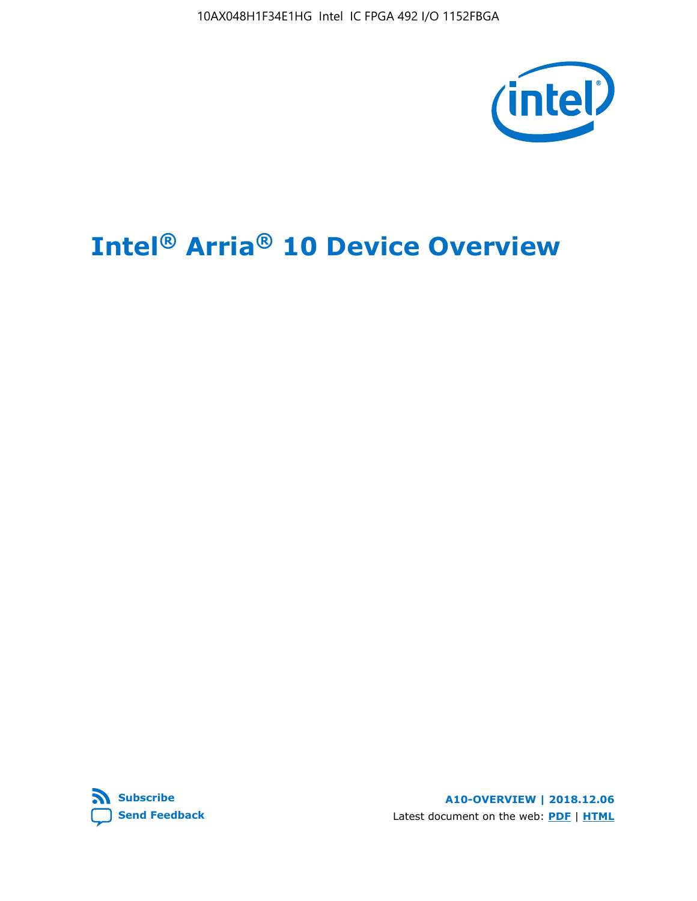# Intel® Arria® 10 Device Overview

A10-OVERVIEW | 2018.12.06

Latest document on the web: PDF | HTML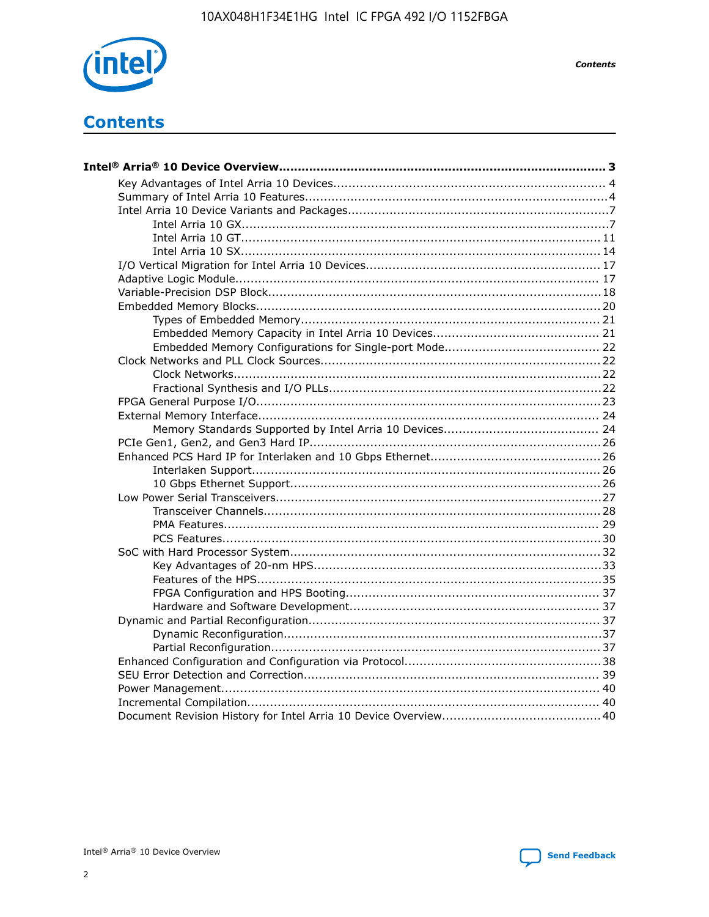# Contents

**Intel® Arria® 10 Device Overview....................................................................................... 3**

- Key Advantages of Intel Arria 10 Devices........................................................................ 4
- Summary of Intel Arria 10 Features................................................................................4
- Intel Arria 10 Device Variants and Packages.....................................................................7
    - Intel Arria 10 GX................................................................................................7
    - Intel Arria 10 GT............................................................................................... 11
    - Intel Arria 10 SX............................................................................................... 14
- I/O Vertical Migration for Intel Arria 10 Devices.............................................................. 17
- Adaptive Logic Module................................................................................................ 17
- Variable-Precision DSP Block.........................................................................................18
- Embedded Memory Blocks........................................................................................... 20
    - Types of Embedded Memory............................................................................... 21
    - Embedded Memory Capacity in Intel Arria 10 Devices............................................ 21
    - Embedded Memory Configurations for Single-port Mode......................................... 22
- Clock Networks and PLL Clock Sources.......................................................................... 22
    - Clock Networks................................................................................................. 22
    - Fractional Synthesis and I/O PLLs........................................................................22
- FPGA General Purpose I/O........................................................................................... 23
- External Memory Interface.......................................................................................... 24
    - Memory Standards Supported by Intel Arria 10 Devices......................................... 24
- PCIe Gen1, Gen2, and Gen3 Hard IP.............................................................................26
- Enhanced PCS Hard IP for Interlaken and 10 Gbps Ethernet.............................................26
    - Interlaken Support............................................................................................ 26
    - 10 Gbps Ethernet Support.................................................................................. 26
- Low Power Serial Transceivers......................................................................................27
    - Transceiver Channels......................................................................................... 28
    - PMA Features................................................................................................... 29
    - PCS Features....................................................................................................30
- SoC with Hard Processor System.................................................................................. 32
    - Key Advantages of 20-nm HPS............................................................................33
    - Features of the HPS...........................................................................................35
    - FPGA Configuration and HPS Booting................................................................... 37
    - Hardware and Software Development.................................................................. 37
- Dynamic and Partial Reconfiguration.............................................................................37
    - Dynamic Reconfiguration....................................................................................37
    - Partial Reconfiguration.......................................................................................37
- Enhanced Configuration and Configuration via Protocol....................................................38
- SEU Error Detection and Correction.............................................................................. 39
- Power Management.................................................................................................... 40
- Incremental Compilation............................................................................................. 40
- Document Revision History for Intel Arria 10 Device Overview..........................................40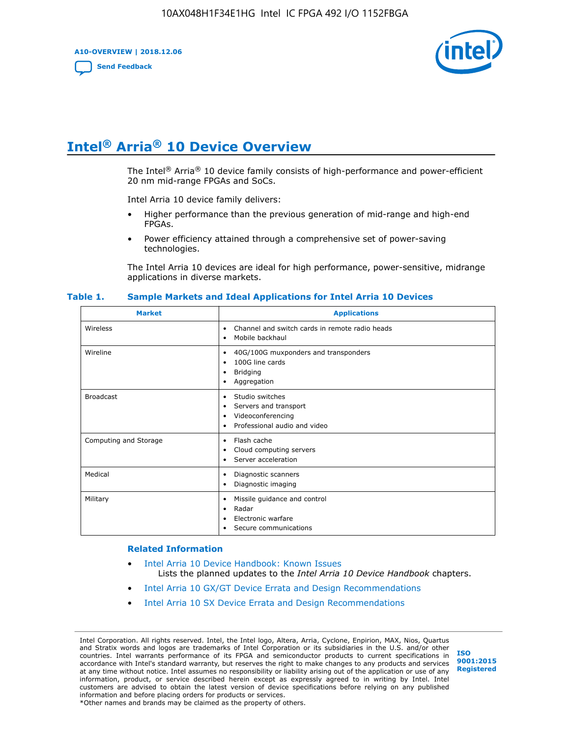# Intel® Arria® 10 Device Overview

The Intel® Arria® 10 device family consists of high-performance and power-efficient 20 nm mid-range FPGAs and SoCs.

Intel Arria 10 device family delivers:

- Higher performance than the previous generation of mid-range and high-end FPGAs.
- Power efficiency attained through a comprehensive set of power-saving technologies.

The Intel Arria 10 devices are ideal for high performance, power-sensitive, midrange applications in diverse markets.

**Table 1. Sample Markets and Ideal Applications for Intel Arria 10 Devices**

| Market | Applications |
|---|---|
| Wireless | • Channel and switch cards in remote radio heads<br>• Mobile backhaul |
| Wireline | • 40G/100G muxponders and transponders<br>• 100G line cards<br>• Bridging<br>• Aggregation |
| Broadcast | • Studio switches<br>• Servers and transport<br>• Videoconferencing<br>• Professional audio and video |
| Computing and Storage | • Flash cache<br>• Cloud computing servers<br>• Server acceleration |
| Medical | • Diagnostic scanners<br>• Diagnostic imaging |
| Military | • Missile guidance and control<br>• Radar<br>• Electronic warfare<br>• Secure communications |

### Related Information

- Intel Arria 10 Device Handbook: Known Issues
  Lists the planned updates to the *Intel Arria 10 Device Handbook* chapters.
- Intel Arria 10 GX/GT Device Errata and Design Recommendations
- Intel Arria 10 SX Device Errata and Design Recommendations

Intel Corporation. All rights reserved. Intel, the Intel logo, Altera, Arria, Cyclone, Enpirion, MAX, Nios, Quartus and Stratix words and logos are trademarks of Intel Corporation or its subsidiaries in the U.S. and/or other countries. Intel warrants performance of its FPGA and semiconductor products to current specifications in accordance with Intel's standard warranty, but reserves the right to make changes to any products and services at any time without notice. Intel assumes no responsibility or liability arising out of the application or use of any information, product, or service described herein except as expressly agreed to in writing by Intel. Intel customers are advised to obtain the latest version of device specifications before relying on any published information and before placing orders for products or services.
*Other names and brands may be claimed as the property of others.

ISO 9001:2015 Registered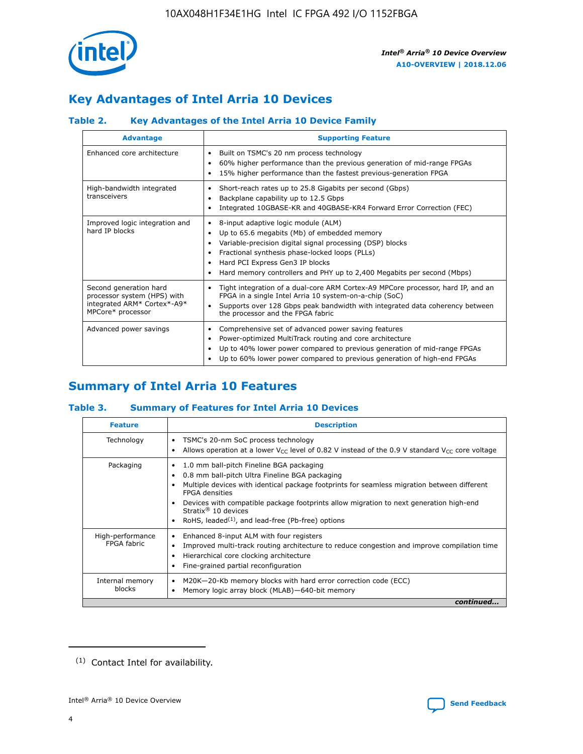## Key Advantages of Intel Arria 10 Devices

### Table 2. Key Advantages of the Intel Arria 10 Device Family

| Advantage | Supporting Feature |
|---|---|
| Enhanced core architecture | • Built on TSMC's 20 nm process technology<br>• 60% higher performance than the previous generation of mid-range FPGAs<br>• 15% higher performance than the fastest previous-generation FPGA |
| High-bandwidth integrated transceivers | • Short-reach rates up to 25.8 Gigabits per second (Gbps)<br>• Backplane capability up to 12.5 Gbps<br>• Integrated 10GBASE-KR and 40GBASE-KR4 Forward Error Correction (FEC) |
| Improved logic integration and hard IP blocks | • 8-input adaptive logic module (ALM)<br>• Up to 65.6 megabits (Mb) of embedded memory<br>• Variable-precision digital signal processing (DSP) blocks<br>• Fractional synthesis phase-locked loops (PLLs)<br>• Hard PCI Express Gen3 IP blocks<br>• Hard memory controllers and PHY up to 2,400 Megabits per second (Mbps) |
| Second generation hard processor system (HPS) with integrated ARM* Cortex*-A9* MPCore* processor | • Tight integration of a dual-core ARM Cortex-A9 MPCore processor, hard IP, and an FPGA in a single Intel Arria 10 system-on-a-chip (SoC)<br>• Supports over 128 Gbps peak bandwidth with integrated data coherency between the processor and the FPGA fabric |
| Advanced power savings | • Comprehensive set of advanced power saving features<br>• Power-optimized MultiTrack routing and core architecture<br>• Up to 40% lower power compared to previous generation of mid-range FPGAs<br>• Up to 60% lower power compared to previous generation of high-end FPGAs |

## Summary of Intel Arria 10 Features

### Table 3. Summary of Features for Intel Arria 10 Devices

| Feature | Description |
|---|---|
| Technology | • TSMC's 20-nm SoC process technology<br>• Allows operation at a lower $V_{CC}$ level of 0.82 V instead of the 0.9 V standard $V_{CC}$ core voltage |
| Packaging | • 1.0 mm ball-pitch Fineline BGA packaging<br>• 0.8 mm ball-pitch Ultra Fineline BGA packaging<br>• Multiple devices with identical package footprints for seamless migration between different FPGA densities<br>• Devices with compatible package footprints allow migration to next generation high-end Stratix® 10 devices<br>• RoHS, leaded[(1)], and lead-free (Pb-free) options |
| High-performance FPGA fabric | • Enhanced 8-input ALM with four registers<br>• Improved multi-track routing architecture to reduce congestion and improve compilation time<br>• Hierarchical core clocking architecture<br>• Fine-grained partial reconfiguration |
| Internal memory blocks | • M20K—20-Kb memory blocks with hard error correction code (ECC)<br>• Memory logic array block (MLAB)—640-bit memory |

*continued...*

(1) Contact Intel for availability.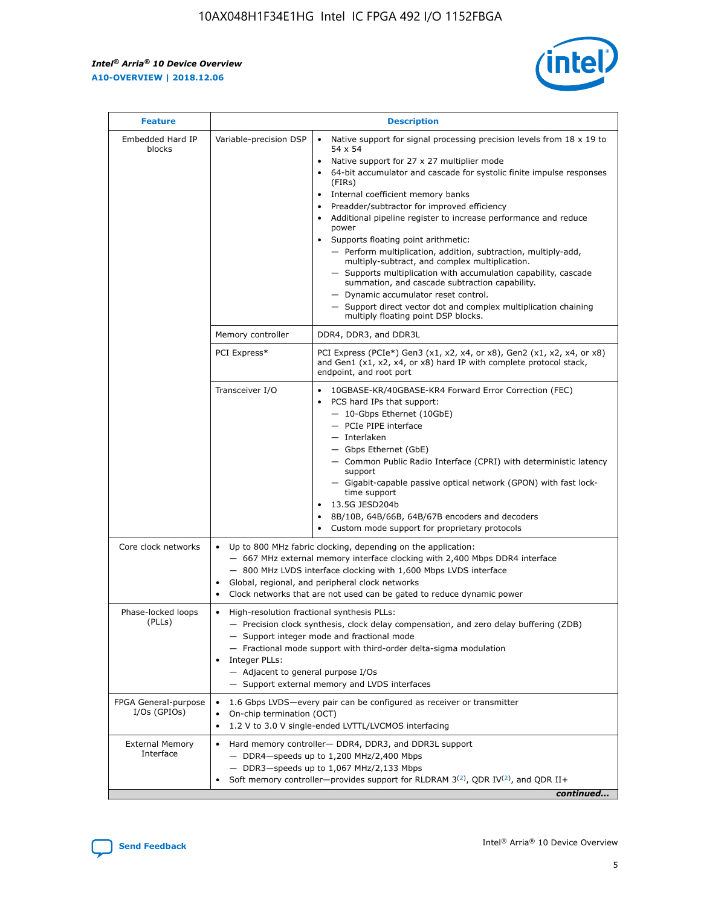| Feature | Description | |
|---|---|---|
| Embedded Hard IP blocks | Variable-precision DSP | • Native support for signal processing precision levels from 18 x 19 to 54 x 54<br>• Native support for 27 x 27 multiplier mode<br>• 64-bit accumulator and cascade for systolic finite impulse responses (FIRs)<br>• Internal coefficient memory banks<br>• Preadder/subtractor for improved efficiency<br>• Additional pipeline register to increase performance and reduce power<br>• Supports floating point arithmetic:<br>— Perform multiplication, addition, subtraction, multiply-add, multiply-subtract, and complex multiplication.<br>— Supports multiplication with accumulation capability, cascade summation, and cascade subtraction capability.<br>— Dynamic accumulator reset control.<br>— Support direct vector dot and complex multiplication chaining multiply floating point DSP blocks. |
| | Memory controller | DDR4, DDR3, and DDR3L |
| | PCI Express* | PCI Express (PCIe*) Gen3 (x1, x2, x4, or x8), Gen2 (x1, x2, x4, or x8) and Gen1 (x1, x2, x4, or x8) hard IP with complete protocol stack, endpoint, and root port |
| | Transceiver I/O | • 10GBASE-KR/40GBASE-KR4 Forward Error Correction (FEC)<br>• PCS hard IPs that support:<br>— 10-Gbps Ethernet (10GbE)<br>— PCIe PIPE interface<br>— Interlaken<br>— Gbps Ethernet (GbE)<br>— Common Public Radio Interface (CPRI) with deterministic latency support<br>— Gigabit-capable passive optical network (GPON) with fast lock-time support<br>• 13.5G JESD204b<br>• 8B/10B, 64B/66B, 64B/67B encoders and decoders<br>• Custom mode support for proprietary protocols |
| Core clock networks | • Up to 800 MHz fabric clocking, depending on the application:<br>— 667 MHz external memory interface clocking with 2,400 Mbps DDR4 interface<br>— 800 MHz LVDS interface clocking with 1,600 Mbps LVDS interface<br>• Global, regional, and peripheral clock networks<br>• Clock networks that are not used can be gated to reduce dynamic power | |
| Phase-locked loops (PLLs) | • High-resolution fractional synthesis PLLs:<br>— Precision clock synthesis, clock delay compensation, and zero delay buffering (ZDB)<br>— Support integer mode and fractional mode<br>— Fractional mode support with third-order delta-sigma modulation<br>• Integer PLLs:<br>— Adjacent to general purpose I/Os<br>— Support external memory and LVDS interfaces | |
| FPGA General-purpose I/Os (GPIOs) | • 1.6 Gbps LVDS—every pair can be configured as receiver or transmitter<br>• On-chip termination (OCT)<br>• 1.2 V to 3.0 V single-ended LVTTL/LVCMOS interfacing | |
| External Memory Interface | • Hard memory controller— DDR4, DDR3, and DDR3L support<br>— DDR4—speeds up to 1,200 MHz/2,400 Mbps<br>— DDR3—speeds up to 1,067 MHz/2,133 Mbps<br>• Soft memory controller—provides support for RLDRAM 3[(2)], QDR IV[(2)], and QDR II+ | |

*continued...*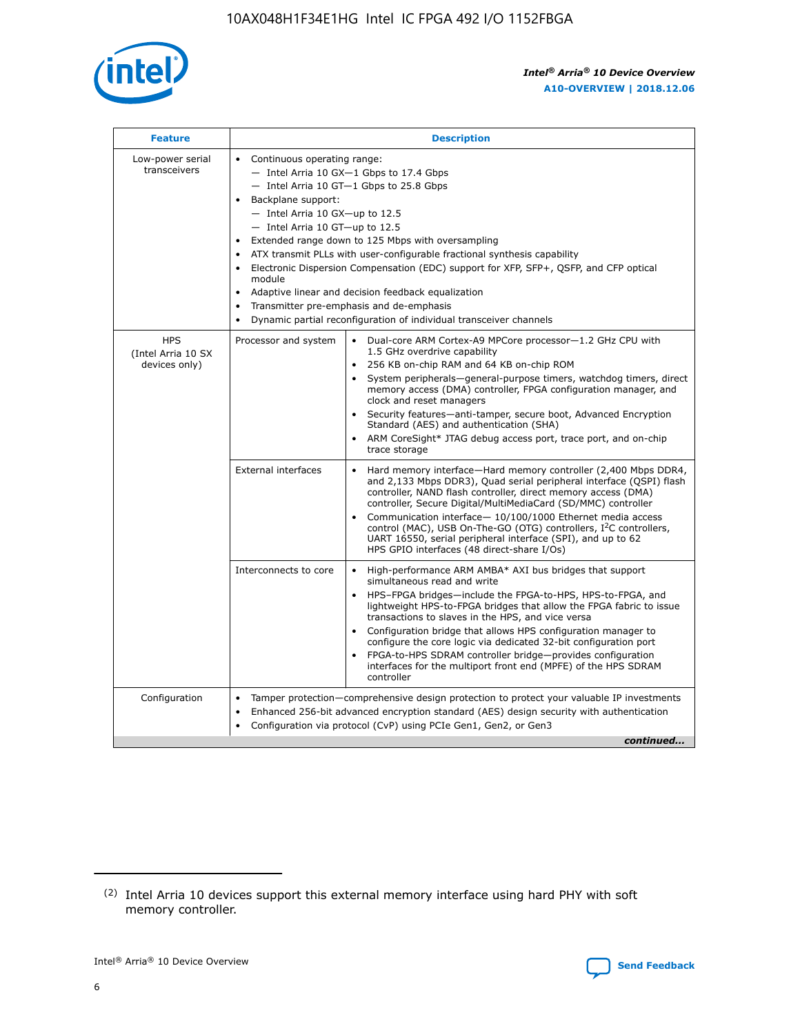| Feature | Description | |
|---|---|---|
| Low-power serial transceivers | • Continuous operating range:<br>— Intel Arria 10 GX—1 Gbps to 17.4 Gbps<br>— Intel Arria 10 GT—1 Gbps to 25.8 Gbps<br>• Backplane support:<br>— Intel Arria 10 GX—up to 12.5<br>— Intel Arria 10 GT—up to 12.5<br>• Extended range down to 125 Mbps with oversampling<br>• ATX transmit PLLs with user-configurable fractional synthesis capability<br>• Electronic Dispersion Compensation (EDC) support for XFP, SFP+, QSFP, and CFP optical module<br>• Adaptive linear and decision feedback equalization<br>• Transmitter pre-emphasis and de-emphasis<br>• Dynamic partial reconfiguration of individual transceiver channels | |
| HPS (Intel Arria 10 SX devices only) | Processor and system | • Dual-core ARM Cortex-A9 MPCore processor—1.2 GHz CPU with 1.5 GHz overdrive capability<br>• 256 KB on-chip RAM and 64 KB on-chip ROM<br>• System peripherals—general-purpose timers, watchdog timers, direct memory access (DMA) controller, FPGA configuration manager, and clock and reset managers<br>• Security features—anti-tamper, secure boot, Advanced Encryption Standard (AES) and authentication (SHA)<br>• ARM CoreSight* JTAG debug access port, trace port, and on-chip trace storage |
| | External interfaces | • Hard memory interface—Hard memory controller (2,400 Mbps DDR4, and 2,133 Mbps DDR3), Quad serial peripheral interface (QSPI) flash controller, NAND flash controller, direct memory access (DMA) controller, Secure Digital/MultiMediaCard (SD/MMC) controller<br>• Communication interface— 10/100/1000 Ethernet media access control (MAC), USB On-The-GO (OTG) controllers, I²C controllers, UART 16550, serial peripheral interface (SPI), and up to 62 HPS GPIO interfaces (48 direct-share I/Os) |
| | Interconnects to core | • High-performance ARM AMBA* AXI bus bridges that support simultaneous read and write<br>• HPS–FPGA bridges—include the FPGA-to-HPS, HPS-to-FPGA, and lightweight HPS-to-FPGA bridges that allow the FPGA fabric to issue transactions to slaves in the HPS, and vice versa<br>• Configuration bridge that allows HPS configuration manager to configure the core logic via dedicated 32-bit configuration port<br>• FPGA-to-HPS SDRAM controller bridge—provides configuration interfaces for the multiport front end (MPFE) of the HPS SDRAM controller |
| Configuration | • Tamper protection—comprehensive design protection to protect your valuable IP investments<br>• Enhanced 256-bit advanced encryption standard (AES) design security with authentication<br>• Configuration via protocol (CvP) using PCIe Gen1, Gen2, or Gen3 | |

*continued...*

(2) Intel Arria 10 devices support this external memory interface using hard PHY with soft memory controller.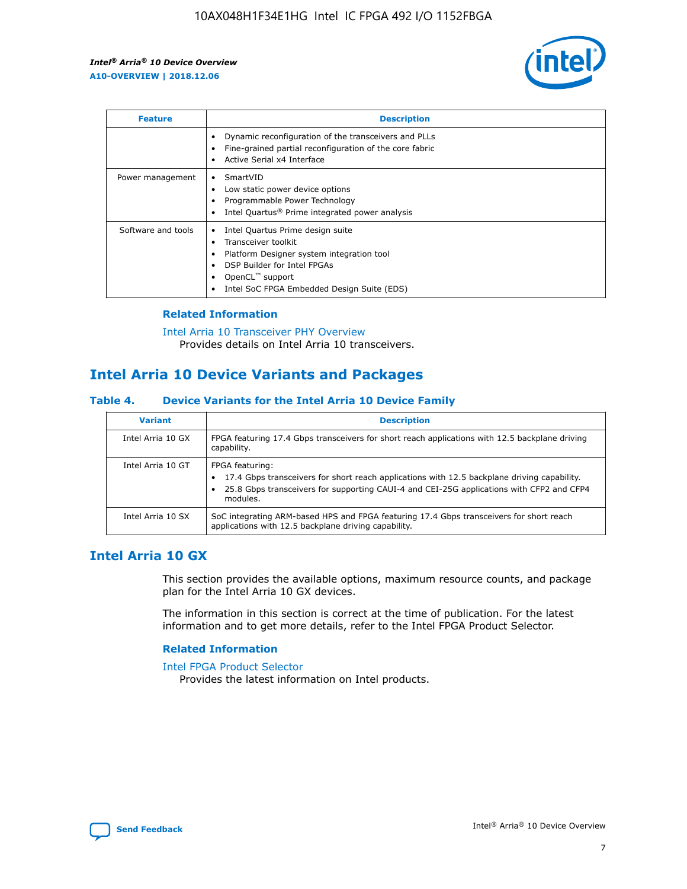| Feature | Description |
| --- | --- |
|  | • Dynamic reconfiguration of the transceivers and PLLs<br>• Fine-grained partial reconfiguration of the core fabric<br>• Active Serial x4 Interface |
| Power management | • SmartVID<br>• Low static power device options<br>• Programmable Power Technology<br>• Intel Quartus® Prime integrated power analysis |
| Software and tools | • Intel Quartus Prime design suite<br>• Transceiver toolkit<br>• Platform Designer system integration tool<br>• DSP Builder for Intel FPGAs<br>• OpenCL™ support<br>• Intel SoC FPGA Embedded Design Suite (EDS) |

### Related Information

Intel Arria 10 Transceiver PHY Overview
Provides details on Intel Arria 10 transceivers.

## Intel Arria 10 Device Variants and Packages

### Table 4. Device Variants for the Intel Arria 10 Device Family

| Variant | Description |
| --- | --- |
| Intel Arria 10 GX | FPGA featuring 17.4 Gbps transceivers for short reach applications with 12.5 backplane driving capability. |
| Intel Arria 10 GT | FPGA featuring:<br>• 17.4 Gbps transceivers for short reach applications with 12.5 backplane driving capability.<br>• 25.8 Gbps transceivers for supporting CAUI-4 and CEI-25G applications with CFP2 and CFP4 modules. |
| Intel Arria 10 SX | SoC integrating ARM-based HPS and FPGA featuring 17.4 Gbps transceivers for short reach applications with 12.5 backplane driving capability. |

## Intel Arria 10 GX

This section provides the available options, maximum resource counts, and package plan for the Intel Arria 10 GX devices.

The information in this section is correct at the time of publication. For the latest information and to get more details, refer to the Intel FPGA Product Selector.

### Related Information

Intel FPGA Product Selector
Provides the latest information on Intel products.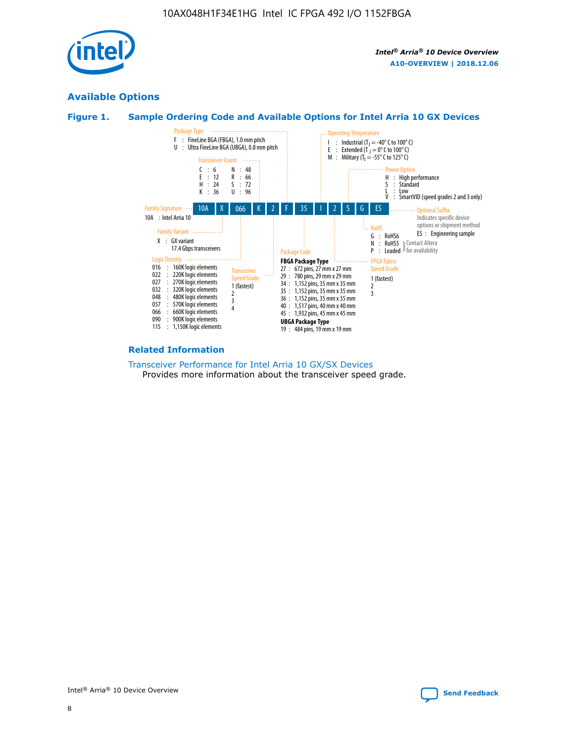## Available Options

### Figure 1. Sample Ordering Code and Available Options for Intel Arria 10 GX Devices

**Sample ordering code:** 10A X 066 K 2 F 35 I 2 S G ES

**Family Signature**
- 10A : Intel Arria 10

**Family Variant**
- X : GX variant, 17.4 Gbps transceivers

**Logic Density**
- 016 : 160K logic elements
- 022 : 220K logic elements
- 027 : 270K logic elements
- 032 : 320K logic elements
- 048 : 480K logic elements
- 057 : 570K logic elements
- 066 : 660K logic elements
- 090 : 900K logic elements
- 115 : 1,150K logic elements

**Transceiver Count**
- C : 6
- E : 12
- H : 24
- K : 36
- N : 48
- R : 66
- S : 72
- U : 96

**Transceiver Speed Grade**
- 1 (fastest)
- 2
- 3
- 4

**Package Type**
- F : FineLine BGA (FBGA), 1.0 mm pitch
- U : Ultra FineLine BGA (UBGA), 0.8 mm pitch

**Package Code**

FBGA Package Type
- 27 : 672 pins, 27 mm x 27 mm
- 29 : 780 pins, 29 mm x 29 mm
- 34 : 1,152 pins, 35 mm x 35 mm
- 35 : 1,152 pins, 35 mm x 35 mm
- 36 : 1,152 pins, 35 mm x 35 mm
- 40 : 1,517 pins, 40 mm x 40 mm
- 45 : 1,932 pins, 45 mm x 45 mm

UBGA Package Type
- 19 : 484 pins, 19 mm x 19 mm

**Operating Temperature**
- I : Industrial ($T_J$ = -40° C to 100° C)
- E : Extended ($T_J$ = 0° C to 100° C)
- M : Military ($T_J$ = -55° C to 125° C)

**FPGA Fabric Speed Grade**
- 1 (fastest)
- 2
- 3

**Power Option**
- H : High performance
- S : Standard
- L : Low
- V : SmartVID (speed grades 2 and 3 only)

**RoHS**
- G : RoHS6
- N : RoHS5 (Contact Altera for availability)
- P : Leaded (Contact Altera for availability)

**Optional Suffix**

Indicates specific device options or shipment method
- ES : Engineering sample

### Related Information

Transceiver Performance for Intel Arria 10 GX/SX Devices

Provides more information about the transceiver speed grade.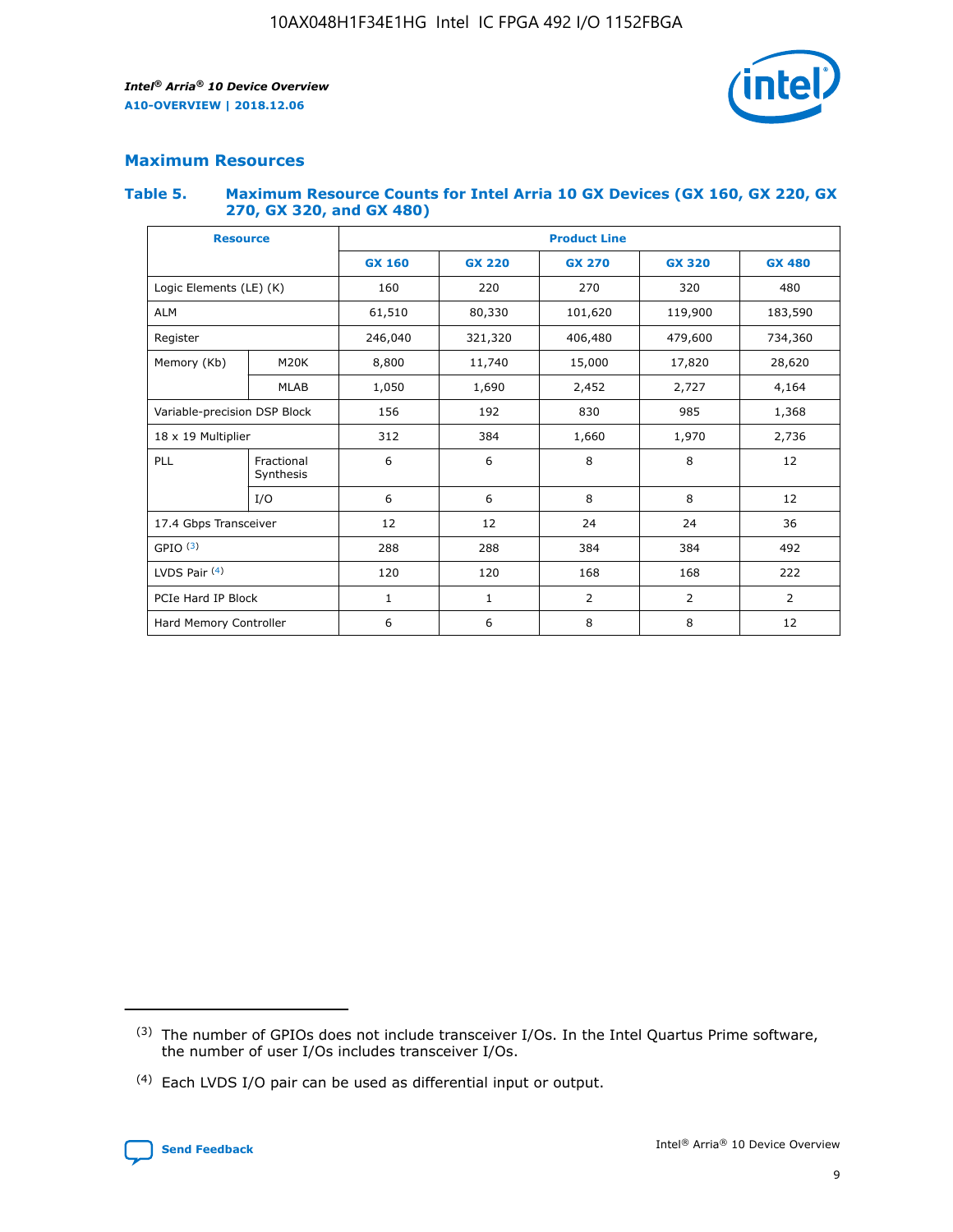## Maximum Resources

### Table 5. Maximum Resource Counts for Intel Arria 10 GX Devices (GX 160, GX 220, GX 270, GX 320, and GX 480)

| Resource | | Product Line | | | | |
|---|---|---|---|---|---|---|
| | | GX 160 | GX 220 | GX 270 | GX 320 | GX 480 |
| Logic Elements (LE) (K) | | 160 | 220 | 270 | 320 | 480 |
| ALM | | 61,510 | 80,330 | 101,620 | 119,900 | 183,590 |
| Register | | 246,040 | 321,320 | 406,480 | 479,600 | 734,360 |
| Memory (Kb) | M20K | 8,800 | 11,740 | 15,000 | 17,820 | 28,620 |
| | MLAB | 1,050 | 1,690 | 2,452 | 2,727 | 4,164 |
| Variable-precision DSP Block | | 156 | 192 | 830 | 985 | 1,368 |
| 18 x 19 Multiplier | | 312 | 384 | 1,660 | 1,970 | 2,736 |
| PLL | Fractional Synthesis | 6 | 6 | 8 | 8 | 12 |
| | I/O | 6 | 6 | 8 | 8 | 12 |
| 17.4 Gbps Transceiver | | 12 | 12 | 24 | 24 | 36 |
| GPIO [(3)] | | 288 | 288 | 384 | 384 | 492 |
| LVDS Pair [(4)] | | 120 | 120 | 168 | 168 | 222 |
| PCIe Hard IP Block | | 1 | 1 | 2 | 2 | 2 |
| Hard Memory Controller | | 6 | 6 | 8 | 8 | 12 |

(3) The number of GPIOs does not include transceiver I/Os. In the Intel Quartus Prime software, the number of user I/Os includes transceiver I/Os.

(4) Each LVDS I/O pair can be used as differential input or output.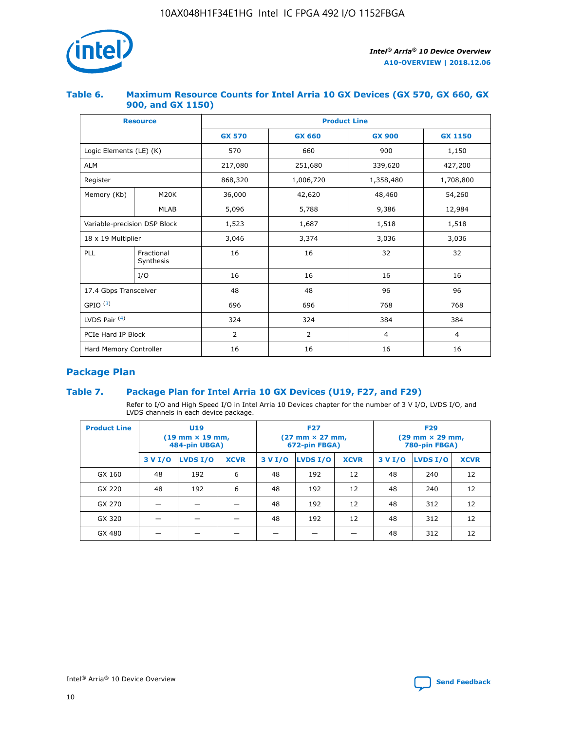### Table 6. Maximum Resource Counts for Intel Arria 10 GX Devices (GX 570, GX 660, GX 900, and GX 1150)

| Resource | | Product Line | | | |
|---|---|---|---|---|---|
| | | GX 570 | GX 660 | GX 900 | GX 1150 |
| Logic Elements (LE) (K) | | 570 | 660 | 900 | 1,150 |
| ALM | | 217,080 | 251,680 | 339,620 | 427,200 |
| Register | | 868,320 | 1,006,720 | 1,358,480 | 1,708,800 |
| Memory (Kb) | M20K | 36,000 | 42,620 | 48,460 | 54,260 |
| | MLAB | 5,096 | 5,788 | 9,386 | 12,984 |
| Variable-precision DSP Block | | 1,523 | 1,687 | 1,518 | 1,518 |
| 18 x 19 Multiplier | | 3,046 | 3,374 | 3,036 | 3,036 |
| PLL | Fractional Synthesis | 16 | 16 | 32 | 32 |
| | I/O | 16 | 16 | 16 | 16 |
| 17.4 Gbps Transceiver | | 48 | 48 | 96 | 96 |
| GPIO [(3)] | | 696 | 696 | 768 | 768 |
| LVDS Pair [(4)] | | 324 | 324 | 384 | 384 |
| PCIe Hard IP Block | | 2 | 2 | 4 | 4 |
| Hard Memory Controller | | 16 | 16 | 16 | 16 |

## Package Plan

### Table 7. Package Plan for Intel Arria 10 GX Devices (U19, F27, and F29)

Refer to I/O and High Speed I/O in Intel Arria 10 Devices chapter for the number of 3 V I/O, LVDS I/O, and LVDS channels in each device package.

| Product Line | U19 (19 mm × 19 mm, 484-pin UBGA) | | | F27 (27 mm × 27 mm, 672-pin FBGA) | | | F29 (29 mm × 29 mm, 780-pin FBGA) | | |
|---|---|---|---|---|---|---|---|---|---|
| | 3 V I/O | LVDS I/O | XCVR | 3 V I/O | LVDS I/O | XCVR | 3 V I/O | LVDS I/O | XCVR |
| GX 160 | 48 | 192 | 6 | 48 | 192 | 12 | 48 | 240 | 12 |
| GX 220 | 48 | 192 | 6 | 48 | 192 | 12 | 48 | 240 | 12 |
| GX 270 | — | — | — | 48 | 192 | 12 | 48 | 312 | 12 |
| GX 320 | — | — | — | 48 | 192 | 12 | 48 | 312 | 12 |
| GX 480 | — | — | — | — | — | — | 48 | 312 | 12 |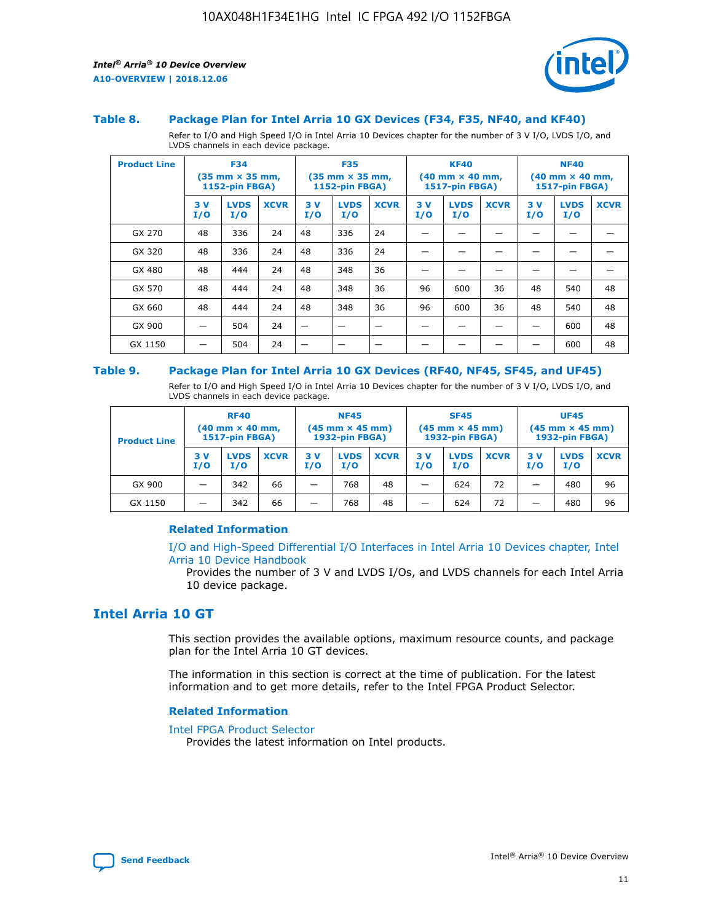### Table 8. Package Plan for Intel Arria 10 GX Devices (F34, F35, NF40, and KF40)

Refer to I/O and High Speed I/O in Intel Arria 10 Devices chapter for the number of 3 V I/O, LVDS I/O, and LVDS channels in each device package.

| Product Line | F34 (35 mm × 35 mm, 1152-pin FBGA) | | | F35 (35 mm × 35 mm, 1152-pin FBGA) | | | KF40 (40 mm × 40 mm, 1517-pin FBGA) | | | NF40 (40 mm × 40 mm, 1517-pin FBGA) | | |
|---|---|---|---|---|---|---|---|---|---|---|---|---|
| | 3 V I/O | LVDS I/O | XCVR | 3 V I/O | LVDS I/O | XCVR | 3 V I/O | LVDS I/O | XCVR | 3 V I/O | LVDS I/O | XCVR |
| GX 270 | 48 | 336 | 24 | 48 | 336 | 24 | — | — | — | — | — | — |
| GX 320 | 48 | 336 | 24 | 48 | 336 | 24 | — | — | — | — | — | — |
| GX 480 | 48 | 444 | 24 | 48 | 348 | 36 | — | — | — | — | — | — |
| GX 570 | 48 | 444 | 24 | 48 | 348 | 36 | 96 | 600 | 36 | 48 | 540 | 48 |
| GX 660 | 48 | 444 | 24 | 48 | 348 | 36 | 96 | 600 | 36 | 48 | 540 | 48 |
| GX 900 | — | 504 | 24 | — | — | — | — | — | — | — | 600 | 48 |
| GX 1150 | — | 504 | 24 | — | — | — | — | — | — | — | 600 | 48 |

### Table 9. Package Plan for Intel Arria 10 GX Devices (RF40, NF45, SF45, and UF45)

Refer to I/O and High Speed I/O in Intel Arria 10 Devices chapter for the number of 3 V I/O, LVDS I/O, and LVDS channels in each device package.

| Product Line | RF40 (40 mm × 40 mm, 1517-pin FBGA) | | | NF45 (45 mm × 45 mm) 1932-pin FBGA) | | | SF45 (45 mm × 45 mm) 1932-pin FBGA) | | | UF45 (45 mm × 45 mm) 1932-pin FBGA) | | |
|---|---|---|---|---|---|---|---|---|---|---|---|---|
| | 3 V I/O | LVDS I/O | XCVR | 3 V I/O | LVDS I/O | XCVR | 3 V I/O | LVDS I/O | XCVR | 3 V I/O | LVDS I/O | XCVR |
| GX 900 | — | 342 | 66 | — | 768 | 48 | — | 624 | 72 | — | 480 | 96 |
| GX 1150 | — | 342 | 66 | — | 768 | 48 | — | 624 | 72 | — | 480 | 96 |

#### Related Information

I/O and High-Speed Differential I/O Interfaces in Intel Arria 10 Devices chapter, Intel Arria 10 Device Handbook

Provides the number of 3 V and LVDS I/Os, and LVDS channels for each Intel Arria 10 device package.

## Intel Arria 10 GT

This section provides the available options, maximum resource counts, and package plan for the Intel Arria 10 GT devices.

The information in this section is correct at the time of publication. For the latest information and to get more details, refer to the Intel FPGA Product Selector.

#### Related Information

Intel FPGA Product Selector

Provides the latest information on Intel products.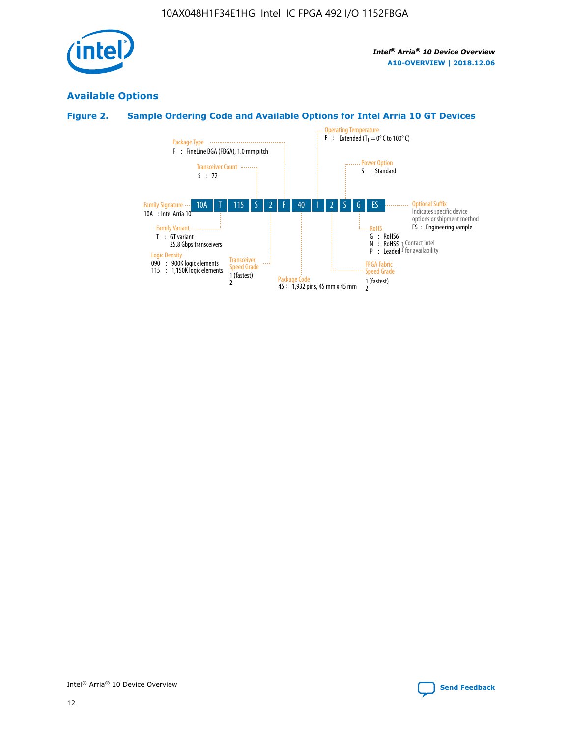## Available Options

### Figure 2. Sample Ordering Code and Available Options for Intel Arria 10 GT Devices

10A T 115 S 2 F 40 I 2 S G ES

- **Family Signature**
  - 10A : Intel Arria 10
- **Family Variant**
  - T : GT variant 25.8 Gbps transceivers
- **Logic Density**
  - 090 : 900K logic elements
  - 115 : 1,150K logic elements
- **Transceiver Count**
  - S : 72
- **Transceiver Speed Grade**
  - 1 (fastest)
  - 2
- **Package Type**
  - F : FineLine BGA (FBGA), 1.0 mm pitch
- **Package Code**
  - 45 : 1,932 pins, 45 mm x 45 mm
- **Operating Temperature**
  - E : Extended ($T_J$ = 0° C to 100° C)
- **FPGA Fabric Speed Grade**
  - 1 (fastest)
  - 2
- **Power Option**
  - S : Standard
- **RoHS**
  - G : RoHS6
  - N : RoHS5 (Contact Intel for availability)
  - P : Leaded (Contact Intel for availability)
- **Optional Suffix**
  - Indicates specific device options or shipment method
  - ES : Engineering sample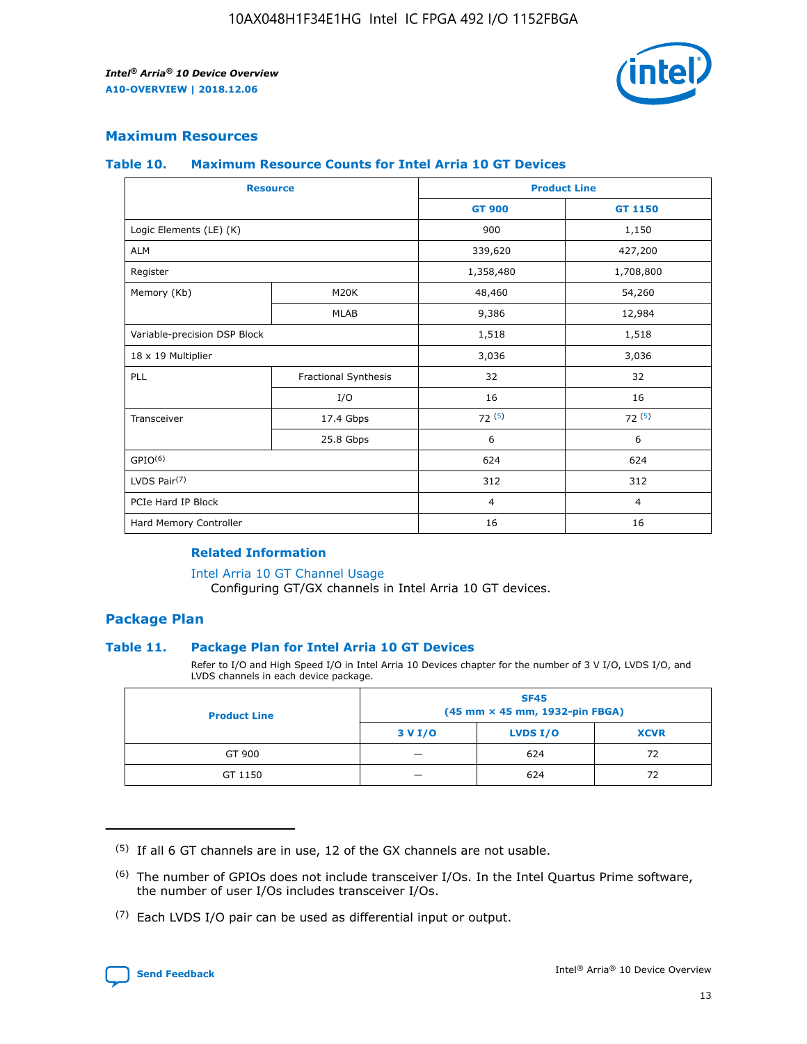## Maximum Resources

### Table 10. Maximum Resource Counts for Intel Arria 10 GT Devices

| Resource | | Product Line | |
|---|---|---|---|
| | | GT 900 | GT 1150 |
| Logic Elements (LE) (K) | | 900 | 1,150 |
| ALM | | 339,620 | 427,200 |
| Register | | 1,358,480 | 1,708,800 |
| Memory (Kb) | M20K | 48,460 | 54,260 |
| | MLAB | 9,386 | 12,984 |
| Variable-precision DSP Block | | 1,518 | 1,518 |
| 18 x 19 Multiplier | | 3,036 | 3,036 |
| PLL | Fractional Synthesis | 32 | 32 |
| | I/O | 16 | 16 |
| Transceiver | 17.4 Gbps | 72 (5) | 72 (5) |
| | 25.8 Gbps | 6 | 6 |
| GPIO(6) | | 624 | 624 |
| LVDS Pair(7) | | 312 | 312 |
| PCIe Hard IP Block | | 4 | 4 |
| Hard Memory Controller | | 16 | 16 |

#### Related Information

Intel Arria 10 GT Channel Usage
Configuring GT/GX channels in Intel Arria 10 GT devices.

## Package Plan

### Table 11. Package Plan for Intel Arria 10 GT Devices

Refer to I/O and High Speed I/O in Intel Arria 10 Devices chapter for the number of 3 V I/O, LVDS I/O, and LVDS channels in each device package.

| Product Line | SF45 (45 mm × 45 mm, 1932-pin FBGA) | | |
|---|---|---|---|
| | 3 V I/O | LVDS I/O | XCVR |
| GT 900 | — | 624 | 72 |
| GT 1150 | — | 624 | 72 |

(5) If all 6 GT channels are in use, 12 of the GX channels are not usable.

(6) The number of GPIOs does not include transceiver I/Os. In the Intel Quartus Prime software, the number of user I/Os includes transceiver I/Os.

(7) Each LVDS I/O pair can be used as differential input or output.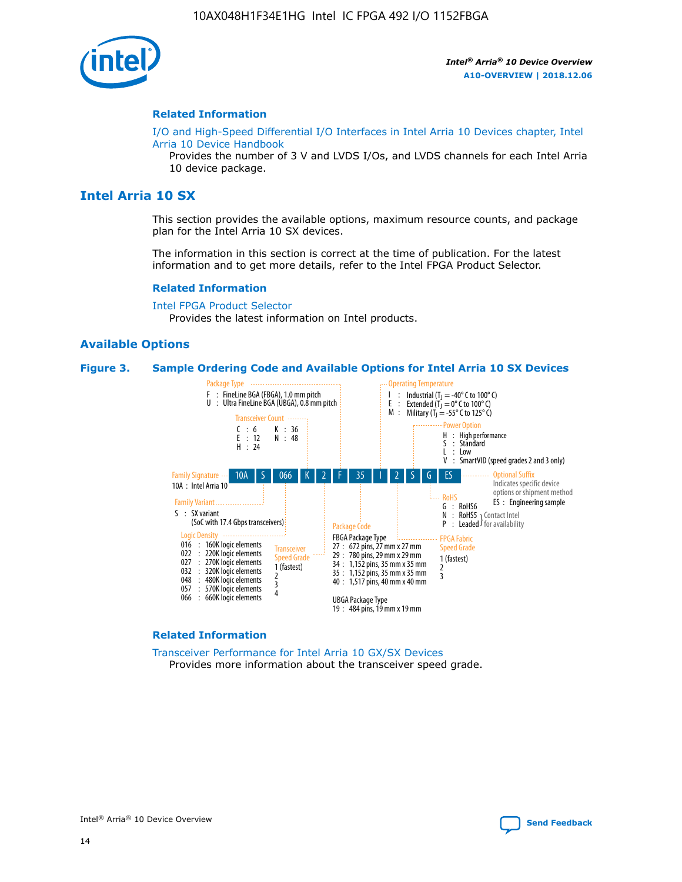## Related Information

I/O and High-Speed Differential I/O Interfaces in Intel Arria 10 Devices chapter, Intel Arria 10 Device Handbook
Provides the number of 3 V and LVDS I/Os, and LVDS channels for each Intel Arria 10 device package.

# Intel Arria 10 SX

This section provides the available options, maximum resource counts, and package plan for the Intel Arria 10 SX devices.

The information in this section is correct at the time of publication. For the latest information and to get more details, refer to the Intel FPGA Product Selector.

## Related Information

Intel FPGA Product Selector
Provides the latest information on Intel products.

## Available Options

**Figure 3. Sample Ordering Code and Available Options for Intel Arria 10 SX Devices**

Sample ordering code: 10A S 066 K 2 F 35 I 2 S G ES

- **Family Signature**
  - 10A : Intel Arria 10
- **Family Variant**
  - S : SX variant (SoC with 17.4 Gbps transceivers)
- **Logic Density**
  - 016 : 160K logic elements
  - 022 : 220K logic elements
  - 027 : 270K logic elements
  - 032 : 320K logic elements
  - 048 : 480K logic elements
  - 057 : 570K logic elements
  - 066 : 660K logic elements
- **Transceiver Count**
  - C : 6
  - E : 12
  - H : 24
  - K : 36
  - N : 48
- **Transceiver Speed Grade**
  - 1 (fastest)
  - 2
  - 3
  - 4
- **Package Type**
  - F : FineLine BGA (FBGA), 1.0 mm pitch
  - U : Ultra FineLine BGA (UBGA), 0.8 mm pitch
- **Package Code**
  - FBGA Package Type
    - 27 : 672 pins, 27 mm x 27 mm
    - 29 : 780 pins, 29 mm x 29 mm
    - 34 : 1,152 pins, 35 mm x 35 mm
    - 35 : 1,152 pins, 35 mm x 35 mm
    - 40 : 1,517 pins, 40 mm x 40 mm
  - UBGA Package Type
    - 19 : 484 pins, 19 mm x 19 mm
- **Operating Temperature**
  - I : Industrial ($T_J$ = -40° C to 100° C)
  - E : Extended ($T_J$ = 0° C to 100° C)
  - M : Military ($T_J$ = -55° C to 125° C)
- **FPGA Fabric Speed Grade**
  - 1 (fastest)
  - 2
  - 3
- **Power Option**
  - H : High performance
  - S : Standard
  - L : Low
  - V : SmartVID (speed grades 2 and 3 only)
- **RoHS**
  - G : RoHS6
  - N : RoHS5 (Contact Intel for availability)
  - P : Leaded (Contact Intel for availability)
- **Optional Suffix**
  - Indicates specific device options or shipment method
  - ES : Engineering sample

## Related Information

Transceiver Performance for Intel Arria 10 GX/SX Devices
Provides more information about the transceiver speed grade.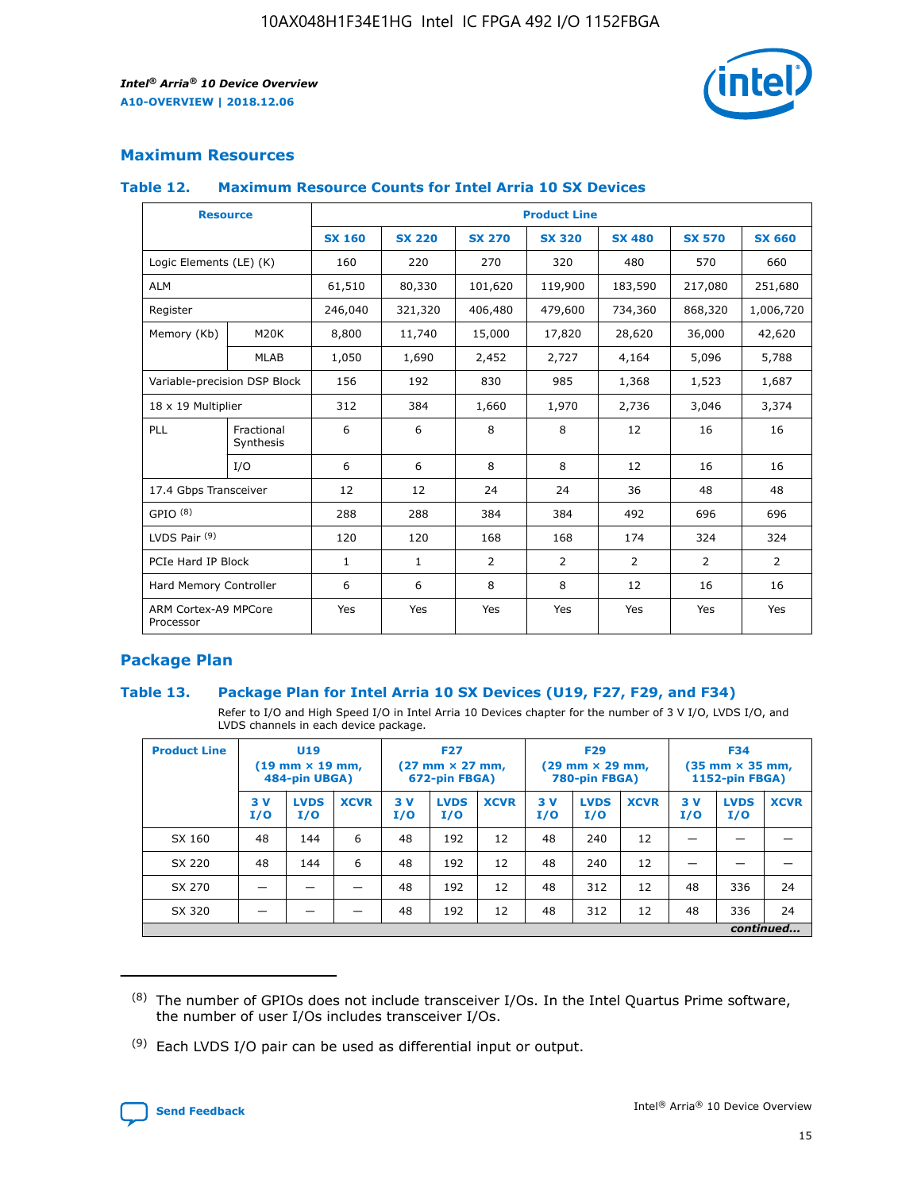## Maximum Resources

### Table 12. Maximum Resource Counts for Intel Arria 10 SX Devices

| Resource | | Product Line | | | | | | |
|---|---|---|---|---|---|---|---|---|
| | | SX 160 | SX 220 | SX 270 | SX 320 | SX 480 | SX 570 | SX 660 |
| Logic Elements (LE) (K) | | 160 | 220 | 270 | 320 | 480 | 570 | 660 |
| ALM | | 61,510 | 80,330 | 101,620 | 119,900 | 183,590 | 217,080 | 251,680 |
| Register | | 246,040 | 321,320 | 406,480 | 479,600 | 734,360 | 868,320 | 1,006,720 |
| Memory (Kb) | M20K | 8,800 | 11,740 | 15,000 | 17,820 | 28,620 | 36,000 | 42,620 |
| | MLAB | 1,050 | 1,690 | 2,452 | 2,727 | 4,164 | 5,096 | 5,788 |
| Variable-precision DSP Block | | 156 | 192 | 830 | 985 | 1,368 | 1,523 | 1,687 |
| 18 x 19 Multiplier | | 312 | 384 | 1,660 | 1,970 | 2,736 | 3,046 | 3,374 |
| PLL | Fractional Synthesis | 6 | 6 | 8 | 8 | 12 | 16 | 16 |
| | I/O | 6 | 6 | 8 | 8 | 12 | 16 | 16 |
| 17.4 Gbps Transceiver | | 12 | 12 | 24 | 24 | 36 | 48 | 48 |
| GPIO [8] | | 288 | 288 | 384 | 384 | 492 | 696 | 696 |
| LVDS Pair [9] | | 120 | 120 | 168 | 168 | 174 | 324 | 324 |
| PCIe Hard IP Block | | 1 | 1 | 2 | 2 | 2 | 2 | 2 |
| Hard Memory Controller | | 6 | 6 | 8 | 8 | 12 | 16 | 16 |
| ARM Cortex-A9 MPCore Processor | | Yes | Yes | Yes | Yes | Yes | Yes | Yes |

## Package Plan

### Table 13. Package Plan for Intel Arria 10 SX Devices (U19, F27, F29, and F34)

Refer to I/O and High Speed I/O in Intel Arria 10 Devices chapter for the number of 3 V I/O, LVDS I/O, and LVDS channels in each device package.

| Product Line | U19 (19 mm × 19 mm, 484-pin UBGA) | | | F27 (27 mm × 27 mm, 672-pin FBGA) | | | F29 (29 mm × 29 mm, 780-pin FBGA) | | | F34 (35 mm × 35 mm, 1152-pin FBGA) | | |
|---|---|---|---|---|---|---|---|---|---|---|---|---|
| | 3 V I/O | LVDS I/O | XCVR | 3 V I/O | LVDS I/O | XCVR | 3 V I/O | LVDS I/O | XCVR | 3 V I/O | LVDS I/O | XCVR |
| SX 160 | 48 | 144 | 6 | 48 | 192 | 12 | 48 | 240 | 12 | — | — | — |
| SX 220 | 48 | 144 | 6 | 48 | 192 | 12 | 48 | 240 | 12 | — | — | — |
| SX 270 | — | — | — | 48 | 192 | 12 | 48 | 312 | 12 | 48 | 336 | 24 |
| SX 320 | — | — | — | 48 | 192 | 12 | 48 | 312 | 12 | 48 | 336 | 24 |

*continued...*

(8) The number of GPIOs does not include transceiver I/Os. In the Intel Quartus Prime software, the number of user I/Os includes transceiver I/Os.

(9) Each LVDS I/O pair can be used as differential input or output.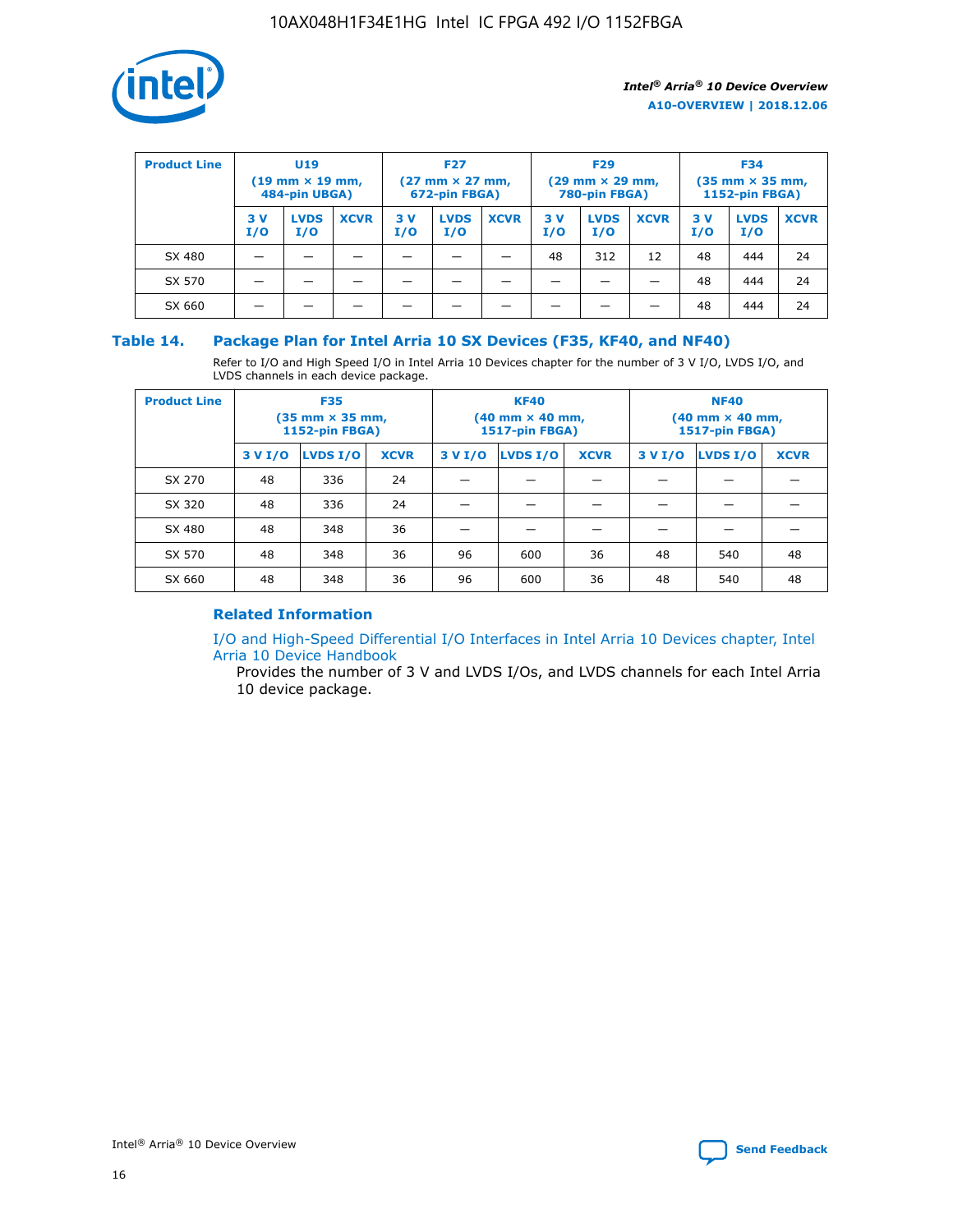| Product Line | U19 (19 mm × 19 mm, 484-pin UBGA) | | | F27 (27 mm × 27 mm, 672-pin FBGA) | | | F29 (29 mm × 29 mm, 780-pin FBGA) | | | F34 (35 mm × 35 mm, 1152-pin FBGA) | | |
|---|---|---|---|---|---|---|---|---|---|---|---|---|
| | 3 V I/O | LVDS I/O | XCVR | 3 V I/O | LVDS I/O | XCVR | 3 V I/O | LVDS I/O | XCVR | 3 V I/O | LVDS I/O | XCVR |
| SX 480 | — | — | — | — | — | — | 48 | 312 | 12 | 48 | 444 | 24 |
| SX 570 | — | — | — | — | — | — | — | — | — | 48 | 444 | 24 |
| SX 660 | — | — | — | — | — | — | — | — | — | 48 | 444 | 24 |

## Table 14. Package Plan for Intel Arria 10 SX Devices (F35, KF40, and NF40)

Refer to I/O and High Speed I/O in Intel Arria 10 Devices chapter for the number of 3 V I/O, LVDS I/O, and LVDS channels in each device package.

| Product Line | F35 (35 mm × 35 mm, 1152-pin FBGA) | | | KF40 (40 mm × 40 mm, 1517-pin FBGA) | | | NF40 (40 mm × 40 mm, 1517-pin FBGA) | | |
|---|---|---|---|---|---|---|---|---|---|
| | 3 V I/O | LVDS I/O | XCVR | 3 V I/O | LVDS I/O | XCVR | 3 V I/O | LVDS I/O | XCVR |
| SX 270 | 48 | 336 | 24 | — | — | — | — | — | — |
| SX 320 | 48 | 336 | 24 | — | — | — | — | — | — |
| SX 480 | 48 | 348 | 36 | — | — | — | — | — | — |
| SX 570 | 48 | 348 | 36 | 96 | 600 | 36 | 48 | 540 | 48 |
| SX 660 | 48 | 348 | 36 | 96 | 600 | 36 | 48 | 540 | 48 |

### Related Information

I/O and High-Speed Differential I/O Interfaces in Intel Arria 10 Devices chapter, Intel Arria 10 Device Handbook

Provides the number of 3 V and LVDS I/Os, and LVDS channels for each Intel Arria 10 device package.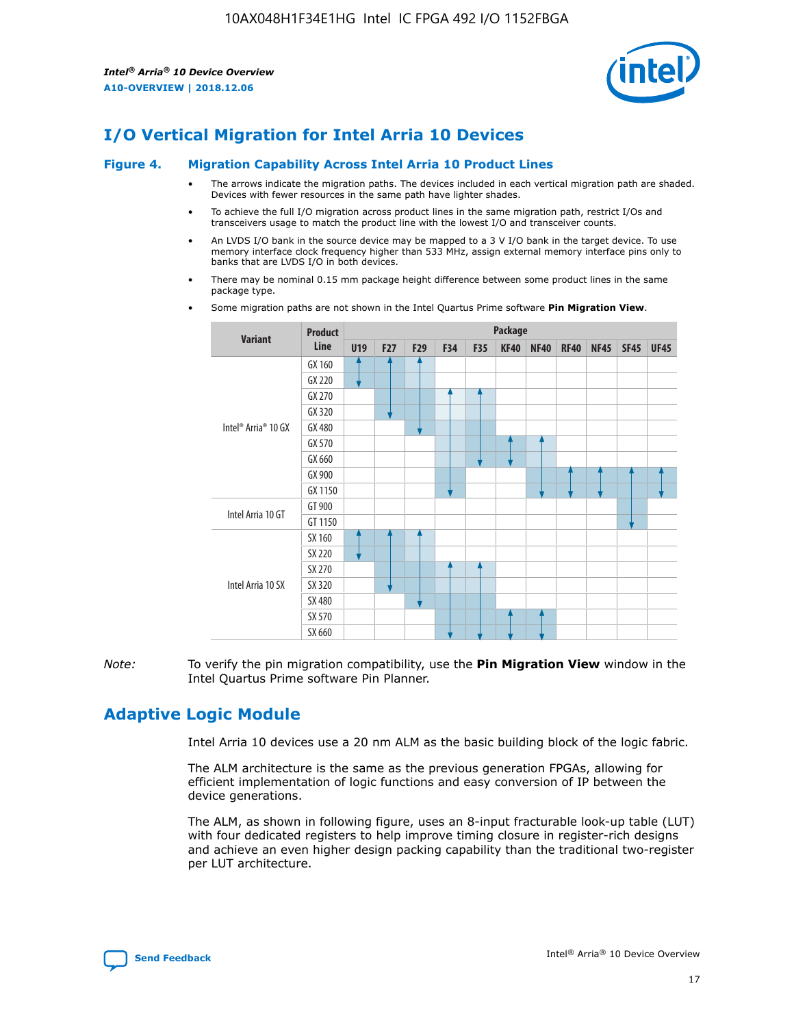## I/O Vertical Migration for Intel Arria 10 Devices

**Figure 4. Migration Capability Across Intel Arria 10 Product Lines**

- The arrows indicate the migration paths. The devices included in each vertical migration path are shaded. Devices with fewer resources in the same path have lighter shades.
- To achieve the full I/O migration across product lines in the same migration path, restrict I/Os and transceivers usage to match the product line with the lowest I/O and transceiver counts.
- An LVDS I/O bank in the source device may be mapped to a 3 V I/O bank in the target device. To use memory interface clock frequency higher than 533 MHz, assign external memory interface pins only to banks that are LVDS I/O in both devices.
- There may be nominal 0.15 mm package height difference between some product lines in the same package type.
- Some migration paths are not shown in the Intel Quartus Prime software **Pin Migration View**.

| Variant | Product Line | Package | | | | | | | | | | |
|---|---|---|---|---|---|---|---|---|---|---|---|---|
| | | U19 | F27 | F29 | F34 | F35 | KF40 | NF40 | RF40 | NF45 | SF45 | UF45 |
| Intel® Arria® 10 GX | GX 160 | | | | | | | | | | | |
| | GX 220 | | | | | | | | | | | |
| | GX 270 | | | | | | | | | | | |
| | GX 320 | | | | | | | | | | | |
| | GX 480 | | | | | | | | | | | |
| | GX 570 | | | | | | | | | | | |
| | GX 660 | | | | | | | | | | | |
| | GX 900 | | | | | | | | | | | |
| | GX 1150 | | | | | | | | | | | |
| Intel Arria 10 GT | GT 900 | | | | | | | | | | | |
| | GT 1150 | | | | | | | | | | | |
| Intel Arria 10 SX | SX 160 | | | | | | | | | | | |
| | SX 220 | | | | | | | | | | | |
| | SX 270 | | | | | | | | | | | |
| | SX 320 | | | | | | | | | | | |
| | SX 480 | | | | | | | | | | | |
| | SX 570 | | | | | | | | | | | |
| | SX 660 | | | | | | | | | | | |

*Note:* To verify the pin migration compatibility, use the **Pin Migration View** window in the Intel Quartus Prime software Pin Planner.

## Adaptive Logic Module

Intel Arria 10 devices use a 20 nm ALM as the basic building block of the logic fabric.

The ALM architecture is the same as the previous generation FPGAs, allowing for efficient implementation of logic functions and easy conversion of IP between the device generations.

The ALM, as shown in following figure, uses an 8-input fracturable look-up table (LUT) with four dedicated registers to help improve timing closure in register-rich designs and achieve an even higher design packing capability than the traditional two-register per LUT architecture.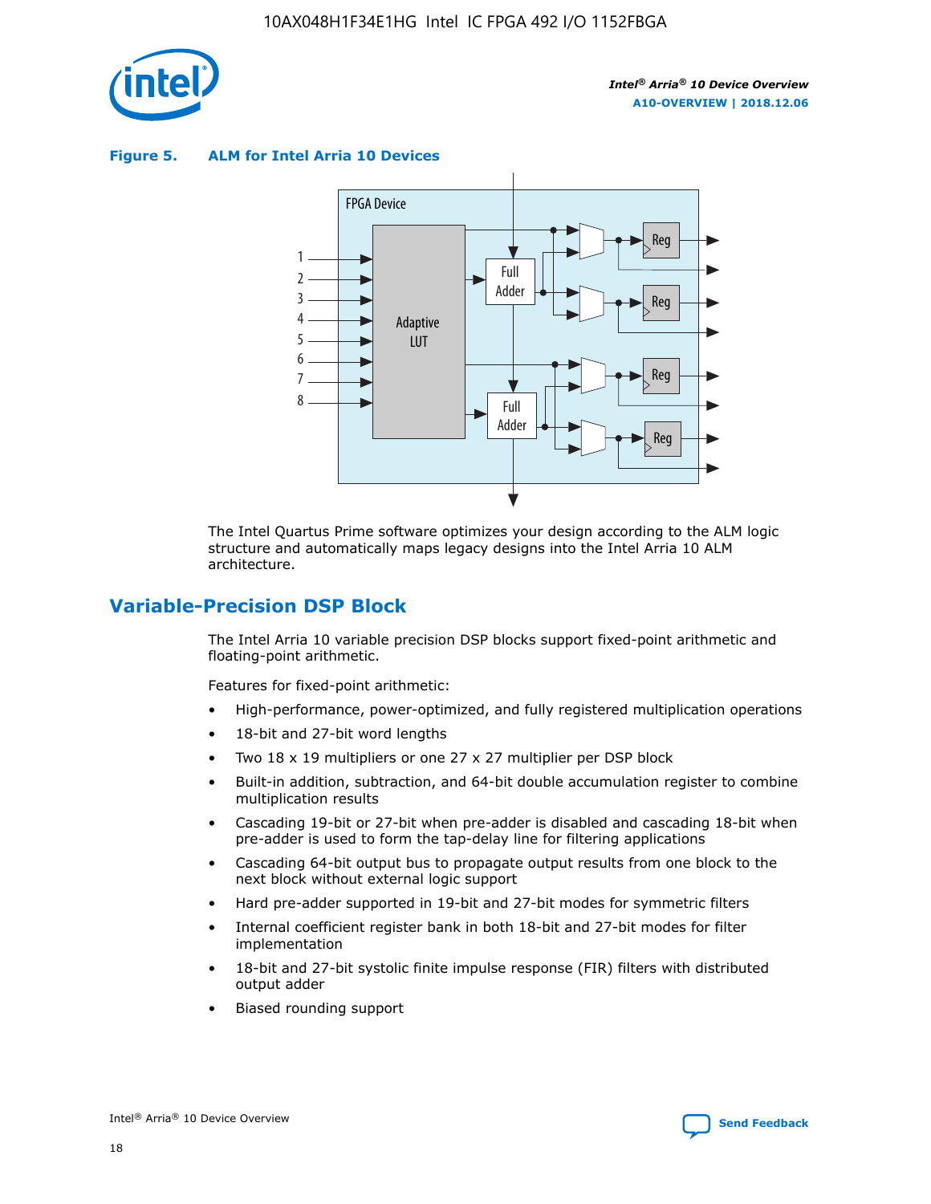**Figure 5. ALM for Intel Arria 10 Devices**

The Intel Quartus Prime software optimizes your design according to the ALM logic structure and automatically maps legacy designs into the Intel Arria 10 ALM architecture.

## Variable-Precision DSP Block

The Intel Arria 10 variable precision DSP blocks support fixed-point arithmetic and floating-point arithmetic.

Features for fixed-point arithmetic:

- High-performance, power-optimized, and fully registered multiplication operations
- 18-bit and 27-bit word lengths
- Two 18 x 19 multipliers or one 27 x 27 multiplier per DSP block
- Built-in addition, subtraction, and 64-bit double accumulation register to combine multiplication results
- Cascading 19-bit or 27-bit when pre-adder is disabled and cascading 18-bit when pre-adder is used to form the tap-delay line for filtering applications
- Cascading 64-bit output bus to propagate output results from one block to the next block without external logic support
- Hard pre-adder supported in 19-bit and 27-bit modes for symmetric filters
- Internal coefficient register bank in both 18-bit and 27-bit modes for filter implementation
- 18-bit and 27-bit systolic finite impulse response (FIR) filters with distributed output adder
- Biased rounding support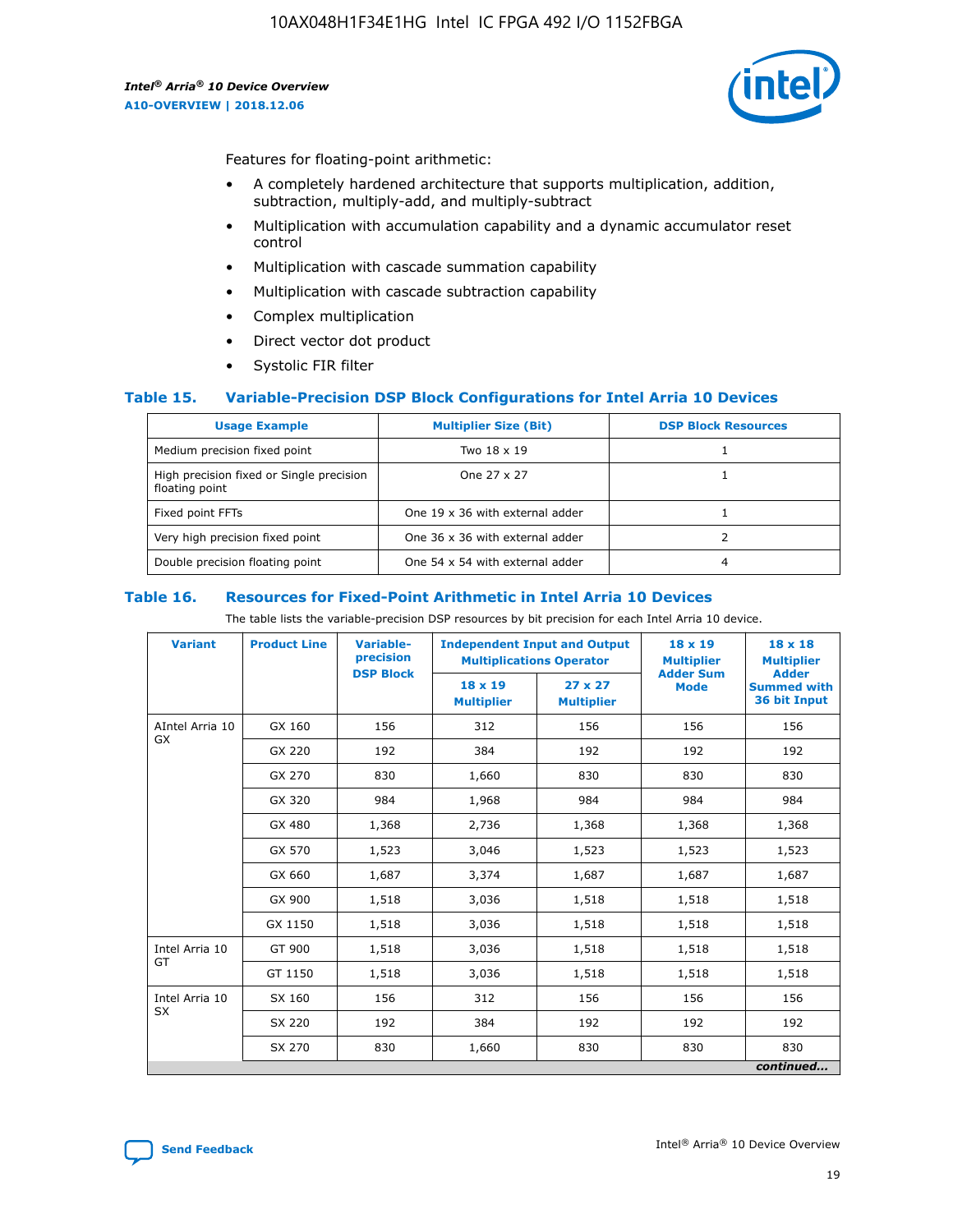Features for floating-point arithmetic:

- A completely hardened architecture that supports multiplication, addition, subtraction, multiply-add, and multiply-subtract
- Multiplication with accumulation capability and a dynamic accumulator reset control
- Multiplication with cascade summation capability
- Multiplication with cascade subtraction capability
- Complex multiplication
- Direct vector dot product
- Systolic FIR filter

### Table 15. Variable-Precision DSP Block Configurations for Intel Arria 10 Devices

| Usage Example | Multiplier Size (Bit) | DSP Block Resources |
|---|---|---|
| Medium precision fixed point | Two 18 x 19 | 1 |
| High precision fixed or Single precision floating point | One 27 x 27 | 1 |
| Fixed point FFTs | One 19 x 36 with external adder | 1 |
| Very high precision fixed point | One 36 x 36 with external adder | 2 |
| Double precision floating point | One 54 x 54 with external adder | 4 |

### Table 16. Resources for Fixed-Point Arithmetic in Intel Arria 10 Devices

The table lists the variable-precision DSP resources by bit precision for each Intel Arria 10 device.

| Variant | Product Line | Variable-precision DSP Block | Independent Input and Output Multiplications Operator | | 18 x 19 Multiplier Adder Sum Mode | 18 x 18 Multiplier Adder Summed with 36 bit Input |
|---|---|---|---|---|---|---|
| | | | 18 x 19 Multiplier | 27 x 27 Multiplier | | |
| AIntel Arria 10 GX | GX 160 | 156 | 312 | 156 | 156 | 156 |
| | GX 220 | 192 | 384 | 192 | 192 | 192 |
| | GX 270 | 830 | 1,660 | 830 | 830 | 830 |
| | GX 320 | 984 | 1,968 | 984 | 984 | 984 |
| | GX 480 | 1,368 | 2,736 | 1,368 | 1,368 | 1,368 |
| | GX 570 | 1,523 | 3,046 | 1,523 | 1,523 | 1,523 |
| | GX 660 | 1,687 | 3,374 | 1,687 | 1,687 | 1,687 |
| | GX 900 | 1,518 | 3,036 | 1,518 | 1,518 | 1,518 |
| | GX 1150 | 1,518 | 3,036 | 1,518 | 1,518 | 1,518 |
| Intel Arria 10 GT | GT 900 | 1,518 | 3,036 | 1,518 | 1,518 | 1,518 |
| | GT 1150 | 1,518 | 3,036 | 1,518 | 1,518 | 1,518 |
| Intel Arria 10 SX | SX 160 | 156 | 312 | 156 | 156 | 156 |
| | SX 220 | 192 | 384 | 192 | 192 | 192 |
| | SX 270 | 830 | 1,660 | 830 | 830 | 830 |

*continued...*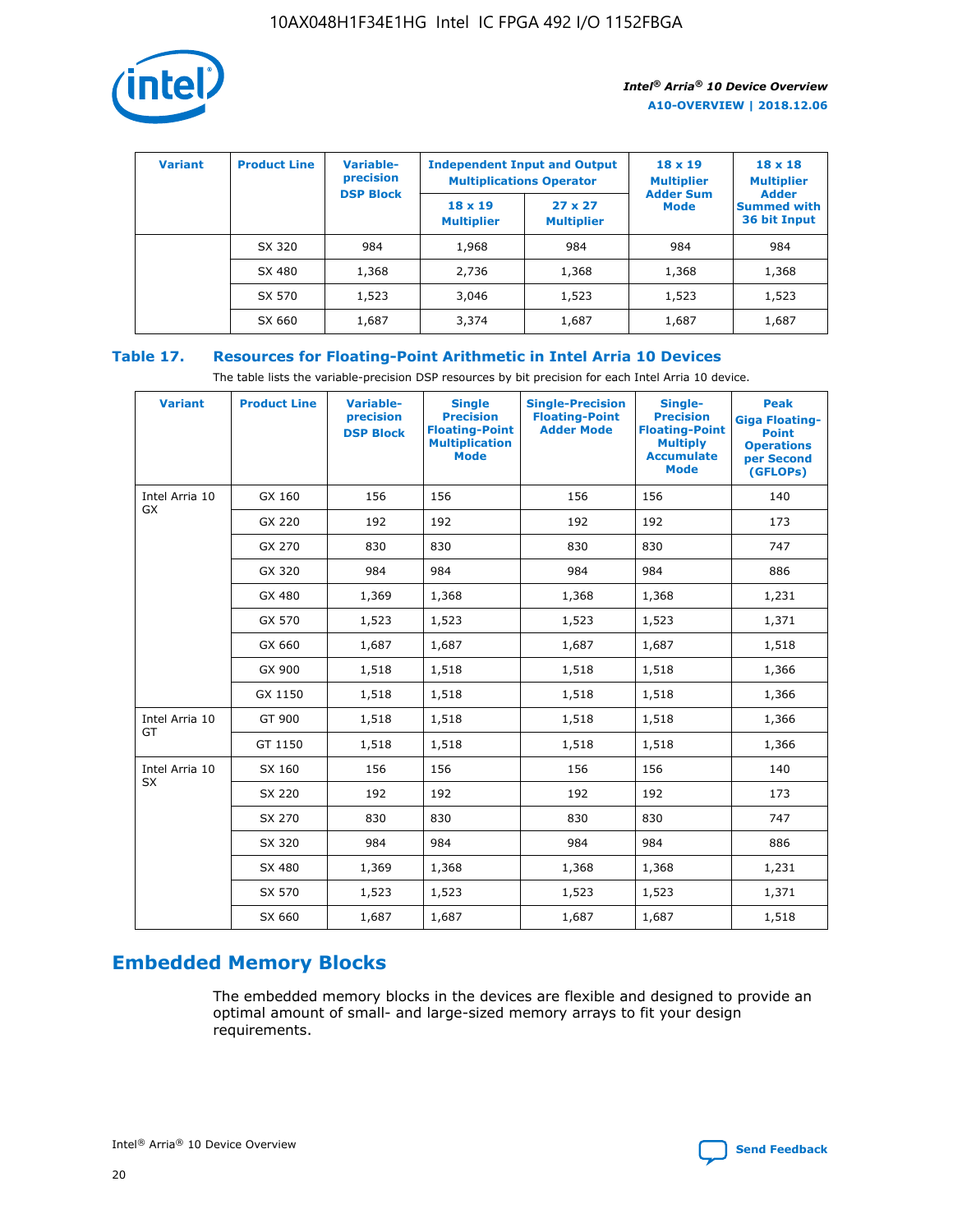| Variant | Product Line | Variable-precision DSP Block | Independent Input and Output Multiplications Operator | | 18 x 19 Multiplier Adder Sum Mode | 18 x 18 Multiplier Adder Summed with 36 bit Input |
|---|---|---|---|---|---|---|
| | | | 18 x 19 Multiplier | 27 x 27 Multiplier | | |
| | SX 320 | 984 | 1,968 | 984 | 984 | 984 |
| | SX 480 | 1,368 | 2,736 | 1,368 | 1,368 | 1,368 |
| | SX 570 | 1,523 | 3,046 | 1,523 | 1,523 | 1,523 |
| | SX 660 | 1,687 | 3,374 | 1,687 | 1,687 | 1,687 |

## Table 17. Resources for Floating-Point Arithmetic in Intel Arria 10 Devices

The table lists the variable-precision DSP resources by bit precision for each Intel Arria 10 device.

| Variant | Product Line | Variable-precision DSP Block | Single Precision Floating-Point Multiplication Mode | Single-Precision Floating-Point Adder Mode | Single-Precision Floating-Point Multiply Accumulate Mode | Peak Giga Floating-Point Operations per Second (GFLOPs) |
|---|---|---|---|---|---|---|
| Intel Arria 10 GX | GX 160 | 156 | 156 | 156 | 156 | 140 |
| | GX 220 | 192 | 192 | 192 | 192 | 173 |
| | GX 270 | 830 | 830 | 830 | 830 | 747 |
| | GX 320 | 984 | 984 | 984 | 984 | 886 |
| | GX 480 | 1,369 | 1,368 | 1,368 | 1,368 | 1,231 |
| | GX 570 | 1,523 | 1,523 | 1,523 | 1,523 | 1,371 |
| | GX 660 | 1,687 | 1,687 | 1,687 | 1,687 | 1,518 |
| | GX 900 | 1,518 | 1,518 | 1,518 | 1,518 | 1,366 |
| | GX 1150 | 1,518 | 1,518 | 1,518 | 1,518 | 1,366 |
| Intel Arria 10 GT | GT 900 | 1,518 | 1,518 | 1,518 | 1,518 | 1,366 |
| | GT 1150 | 1,518 | 1,518 | 1,518 | 1,518 | 1,366 |
| Intel Arria 10 SX | SX 160 | 156 | 156 | 156 | 156 | 140 |
| | SX 220 | 192 | 192 | 192 | 192 | 173 |
| | SX 270 | 830 | 830 | 830 | 830 | 747 |
| | SX 320 | 984 | 984 | 984 | 984 | 886 |
| | SX 480 | 1,369 | 1,368 | 1,368 | 1,368 | 1,231 |
| | SX 570 | 1,523 | 1,523 | 1,523 | 1,523 | 1,371 |
| | SX 660 | 1,687 | 1,687 | 1,687 | 1,687 | 1,518 |

# Embedded Memory Blocks

The embedded memory blocks in the devices are flexible and designed to provide an optimal amount of small- and large-sized memory arrays to fit your design requirements.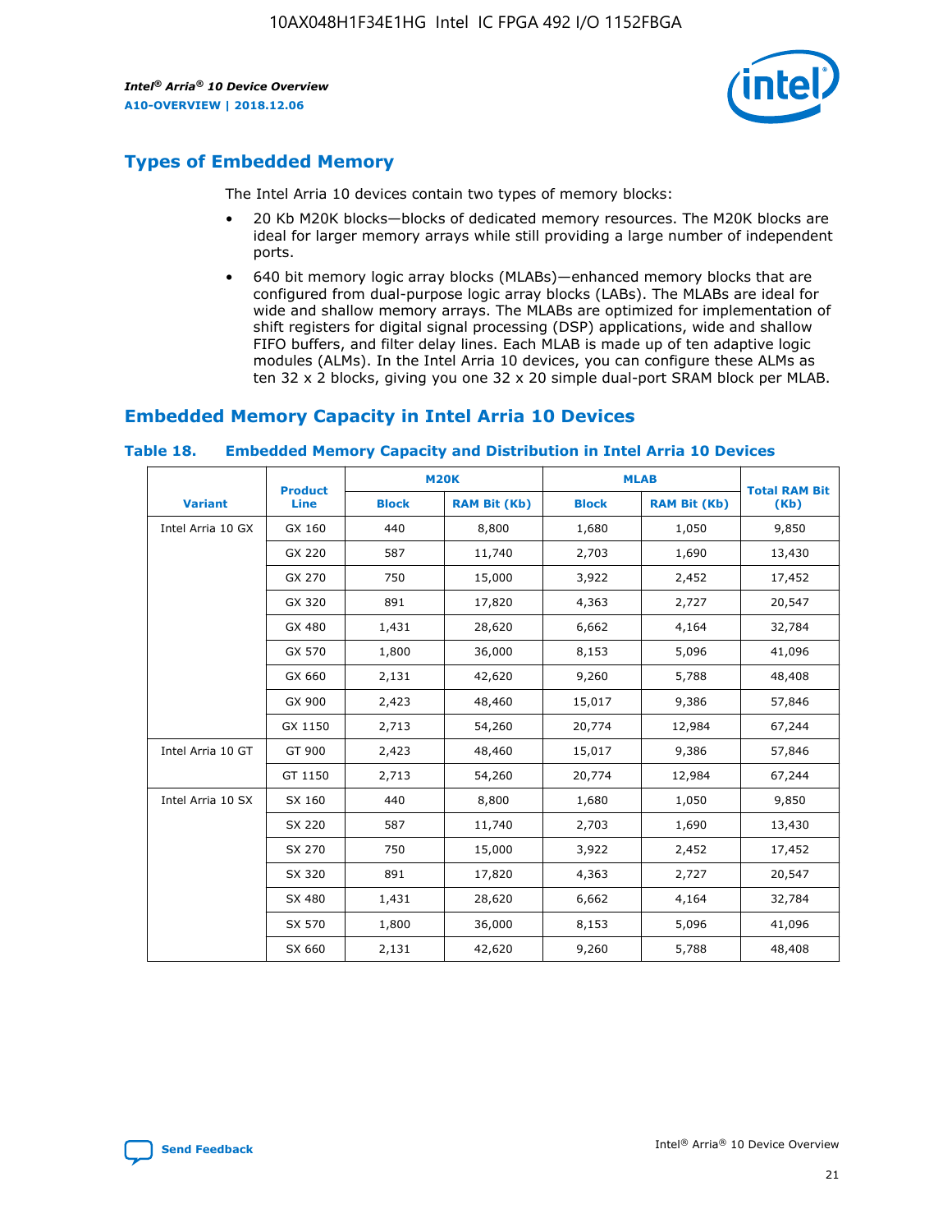## Types of Embedded Memory

The Intel Arria 10 devices contain two types of memory blocks:

- 20 Kb M20K blocks—blocks of dedicated memory resources. The M20K blocks are ideal for larger memory arrays while still providing a large number of independent ports.
- 640 bit memory logic array blocks (MLABs)—enhanced memory blocks that are configured from dual-purpose logic array blocks (LABs). The MLABs are ideal for wide and shallow memory arrays. The MLABs are optimized for implementation of shift registers for digital signal processing (DSP) applications, wide and shallow FIFO buffers, and filter delay lines. Each MLAB is made up of ten adaptive logic modules (ALMs). In the Intel Arria 10 devices, you can configure these ALMs as ten 32 x 2 blocks, giving you one 32 x 20 simple dual-port SRAM block per MLAB.

## Embedded Memory Capacity in Intel Arria 10 Devices

**Table 18. Embedded Memory Capacity and Distribution in Intel Arria 10 Devices**

| Variant | Product Line | M20K | | MLAB | | Total RAM Bit (Kb) |
|---|---|---|---|---|---|---|
| | | Block | RAM Bit (Kb) | Block | RAM Bit (Kb) | |
| Intel Arria 10 GX | GX 160 | 440 | 8,800 | 1,680 | 1,050 | 9,850 |
| | GX 220 | 587 | 11,740 | 2,703 | 1,690 | 13,430 |
| | GX 270 | 750 | 15,000 | 3,922 | 2,452 | 17,452 |
| | GX 320 | 891 | 17,820 | 4,363 | 2,727 | 20,547 |
| | GX 480 | 1,431 | 28,620 | 6,662 | 4,164 | 32,784 |
| | GX 570 | 1,800 | 36,000 | 8,153 | 5,096 | 41,096 |
| | GX 660 | 2,131 | 42,620 | 9,260 | 5,788 | 48,408 |
| | GX 900 | 2,423 | 48,460 | 15,017 | 9,386 | 57,846 |
| | GX 1150 | 2,713 | 54,260 | 20,774 | 12,984 | 67,244 |
| Intel Arria 10 GT | GT 900 | 2,423 | 48,460 | 15,017 | 9,386 | 57,846 |
| | GT 1150 | 2,713 | 54,260 | 20,774 | 12,984 | 67,244 |
| Intel Arria 10 SX | SX 160 | 440 | 8,800 | 1,680 | 1,050 | 9,850 |
| | SX 220 | 587 | 11,740 | 2,703 | 1,690 | 13,430 |
| | SX 270 | 750 | 15,000 | 3,922 | 2,452 | 17,452 |
| | SX 320 | 891 | 17,820 | 4,363 | 2,727 | 20,547 |
| | SX 480 | 1,431 | 28,620 | 6,662 | 4,164 | 32,784 |
| | SX 570 | 1,800 | 36,000 | 8,153 | 5,096 | 41,096 |
| | SX 660 | 2,131 | 42,620 | 9,260 | 5,788 | 48,408 |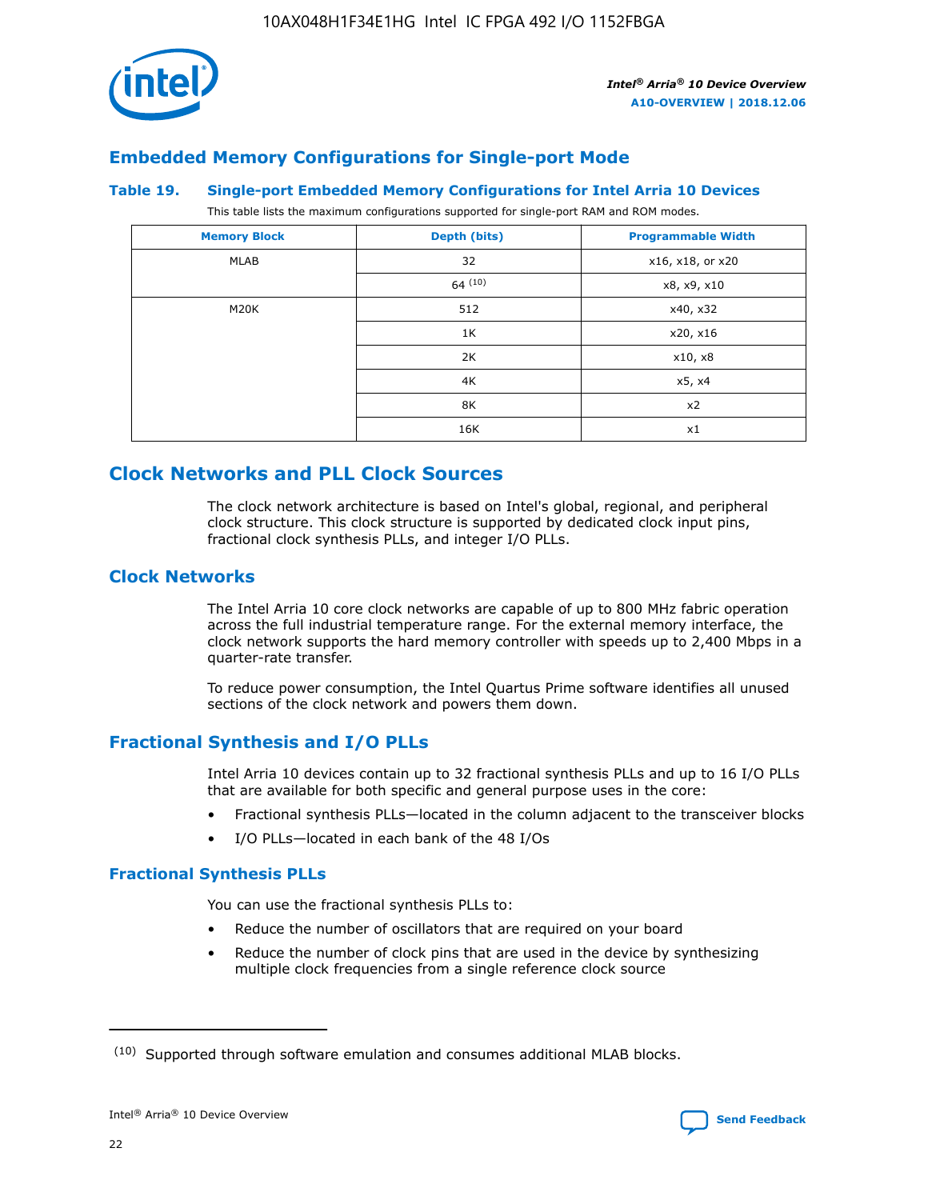## Embedded Memory Configurations for Single-port Mode

### Table 19. Single-port Embedded Memory Configurations for Intel Arria 10 Devices

This table lists the maximum configurations supported for single-port RAM and ROM modes.

| Memory Block | Depth (bits) | Programmable Width |
| --- | --- | --- |
| MLAB | 32 | x16, x18, or x20 |
| | 64 [10] | x8, x9, x10 |
| M20K | 512 | x40, x32 |
| | 1K | x20, x16 |
| | 2K | x10, x8 |
| | 4K | x5, x4 |
| | 8K | x2 |
| | 16K | x1 |

## Clock Networks and PLL Clock Sources

The clock network architecture is based on Intel's global, regional, and peripheral clock structure. This clock structure is supported by dedicated clock input pins, fractional clock synthesis PLLs, and integer I/O PLLs.

## Clock Networks

The Intel Arria 10 core clock networks are capable of up to 800 MHz fabric operation across the full industrial temperature range. For the external memory interface, the clock network supports the hard memory controller with speeds up to 2,400 Mbps in a quarter-rate transfer.

To reduce power consumption, the Intel Quartus Prime software identifies all unused sections of the clock network and powers them down.

## Fractional Synthesis and I/O PLLs

Intel Arria 10 devices contain up to 32 fractional synthesis PLLs and up to 16 I/O PLLs that are available for both specific and general purpose uses in the core:

- Fractional synthesis PLLs—located in the column adjacent to the transceiver blocks
- I/O PLLs—located in each bank of the 48 I/Os

### Fractional Synthesis PLLs

You can use the fractional synthesis PLLs to:

- Reduce the number of oscillators that are required on your board
- Reduce the number of clock pins that are used in the device by synthesizing multiple clock frequencies from a single reference clock source

(10) Supported through software emulation and consumes additional MLAB blocks.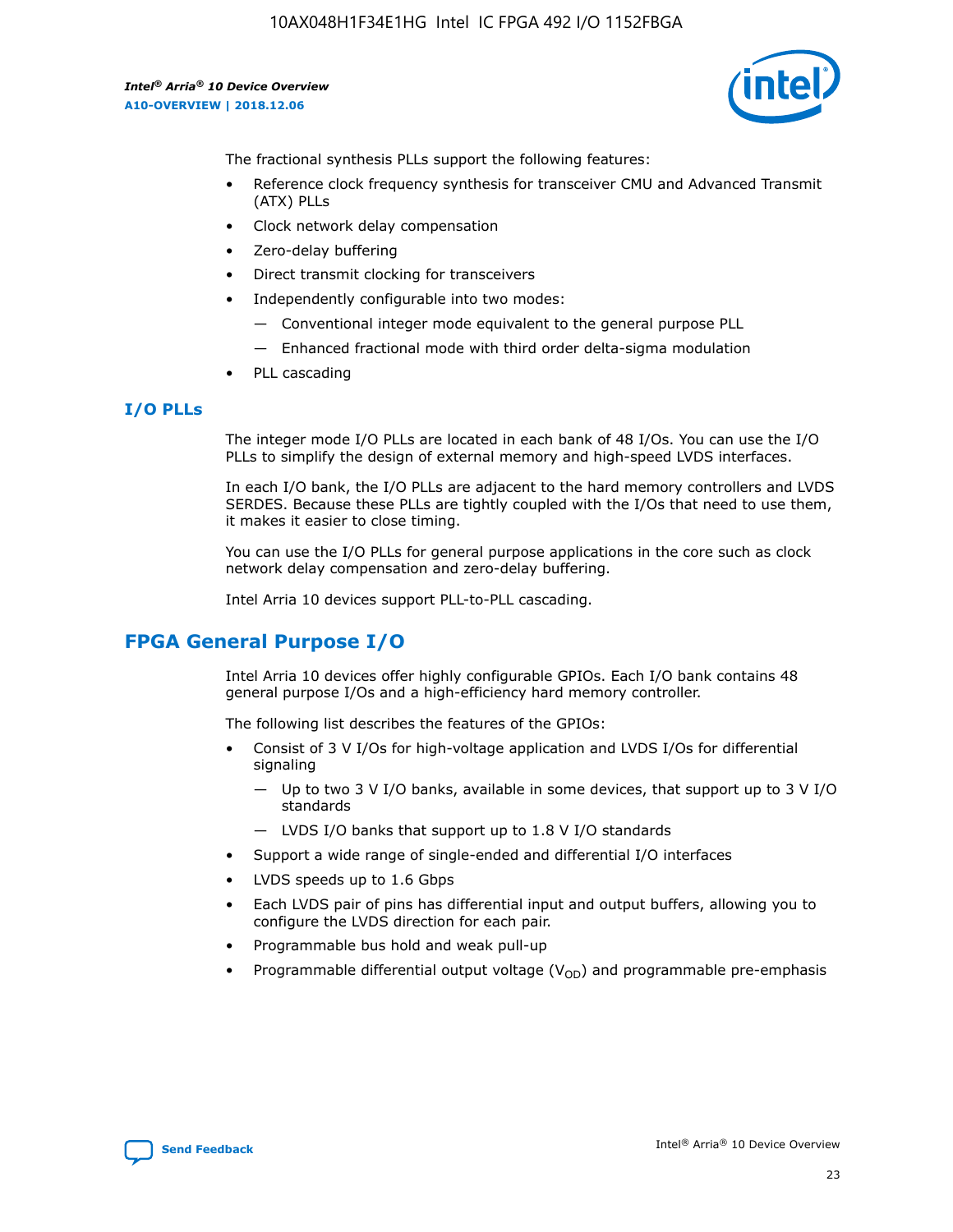The fractional synthesis PLLs support the following features:

- Reference clock frequency synthesis for transceiver CMU and Advanced Transmit (ATX) PLLs
- Clock network delay compensation
- Zero-delay buffering
- Direct transmit clocking for transceivers
- Independently configurable into two modes:
  - — Conventional integer mode equivalent to the general purpose PLL
  - — Enhanced fractional mode with third order delta-sigma modulation
- PLL cascading

### I/O PLLs

The integer mode I/O PLLs are located in each bank of 48 I/Os. You can use the I/O PLLs to simplify the design of external memory and high-speed LVDS interfaces.

In each I/O bank, the I/O PLLs are adjacent to the hard memory controllers and LVDS SERDES. Because these PLLs are tightly coupled with the I/Os that need to use them, it makes it easier to close timing.

You can use the I/O PLLs for general purpose applications in the core such as clock network delay compensation and zero-delay buffering.

Intel Arria 10 devices support PLL-to-PLL cascading.

## FPGA General Purpose I/O

Intel Arria 10 devices offer highly configurable GPIOs. Each I/O bank contains 48 general purpose I/Os and a high-efficiency hard memory controller.

The following list describes the features of the GPIOs:

- Consist of 3 V I/Os for high-voltage application and LVDS I/Os for differential signaling
  - — Up to two 3 V I/O banks, available in some devices, that support up to 3 V I/O standards
  - — LVDS I/O banks that support up to 1.8 V I/O standards
- Support a wide range of single-ended and differential I/O interfaces
- LVDS speeds up to 1.6 Gbps
- Each LVDS pair of pins has differential input and output buffers, allowing you to configure the LVDS direction for each pair.
- Programmable bus hold and weak pull-up
- Programmable differential output voltage ($V_{OD}$) and programmable pre-emphasis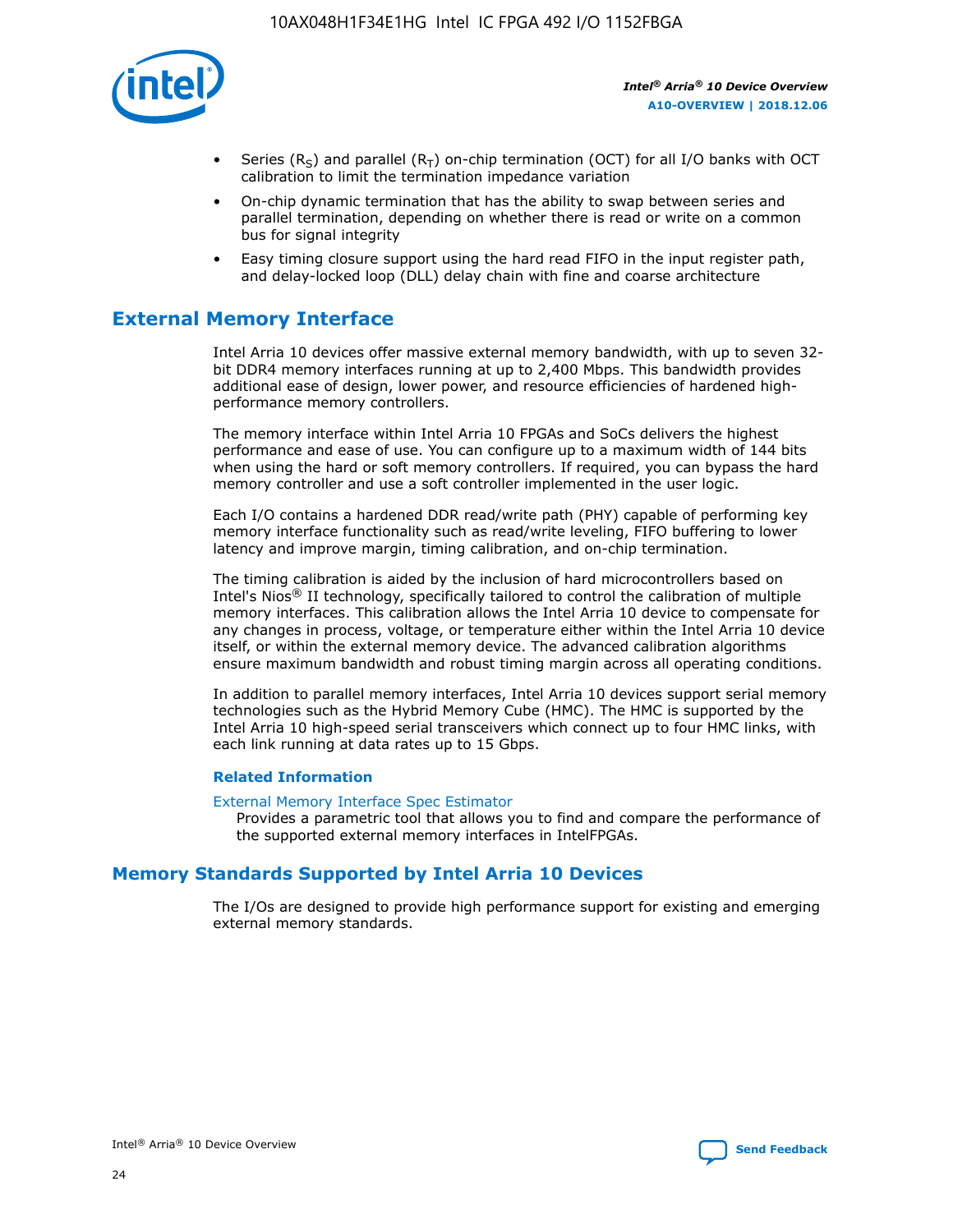- Series ($R_S$) and parallel ($R_T$) on-chip termination (OCT) for all I/O banks with OCT calibration to limit the termination impedance variation
- On-chip dynamic termination that has the ability to swap between series and parallel termination, depending on whether there is read or write on a common bus for signal integrity
- Easy timing closure support using the hard read FIFO in the input register path, and delay-locked loop (DLL) delay chain with fine and coarse architecture

## External Memory Interface

Intel Arria 10 devices offer massive external memory bandwidth, with up to seven 32-bit DDR4 memory interfaces running at up to 2,400 Mbps. This bandwidth provides additional ease of design, lower power, and resource efficiencies of hardened high-performance memory controllers.

The memory interface within Intel Arria 10 FPGAs and SoCs delivers the highest performance and ease of use. You can configure up to a maximum width of 144 bits when using the hard or soft memory controllers. If required, you can bypass the hard memory controller and use a soft controller implemented in the user logic.

Each I/O contains a hardened DDR read/write path (PHY) capable of performing key memory interface functionality such as read/write leveling, FIFO buffering to lower latency and improve margin, timing calibration, and on-chip termination.

The timing calibration is aided by the inclusion of hard microcontrollers based on Intel's Nios® II technology, specifically tailored to control the calibration of multiple memory interfaces. This calibration allows the Intel Arria 10 device to compensate for any changes in process, voltage, or temperature either within the Intel Arria 10 device itself, or within the external memory device. The advanced calibration algorithms ensure maximum bandwidth and robust timing margin across all operating conditions.

In addition to parallel memory interfaces, Intel Arria 10 devices support serial memory technologies such as the Hybrid Memory Cube (HMC). The HMC is supported by the Intel Arria 10 high-speed serial transceivers which connect up to four HMC links, with each link running at data rates up to 15 Gbps.

### Related Information

External Memory Interface Spec Estimator
Provides a parametric tool that allows you to find and compare the performance of the supported external memory interfaces in IntelFPGAs.

## Memory Standards Supported by Intel Arria 10 Devices

The I/Os are designed to provide high performance support for existing and emerging external memory standards.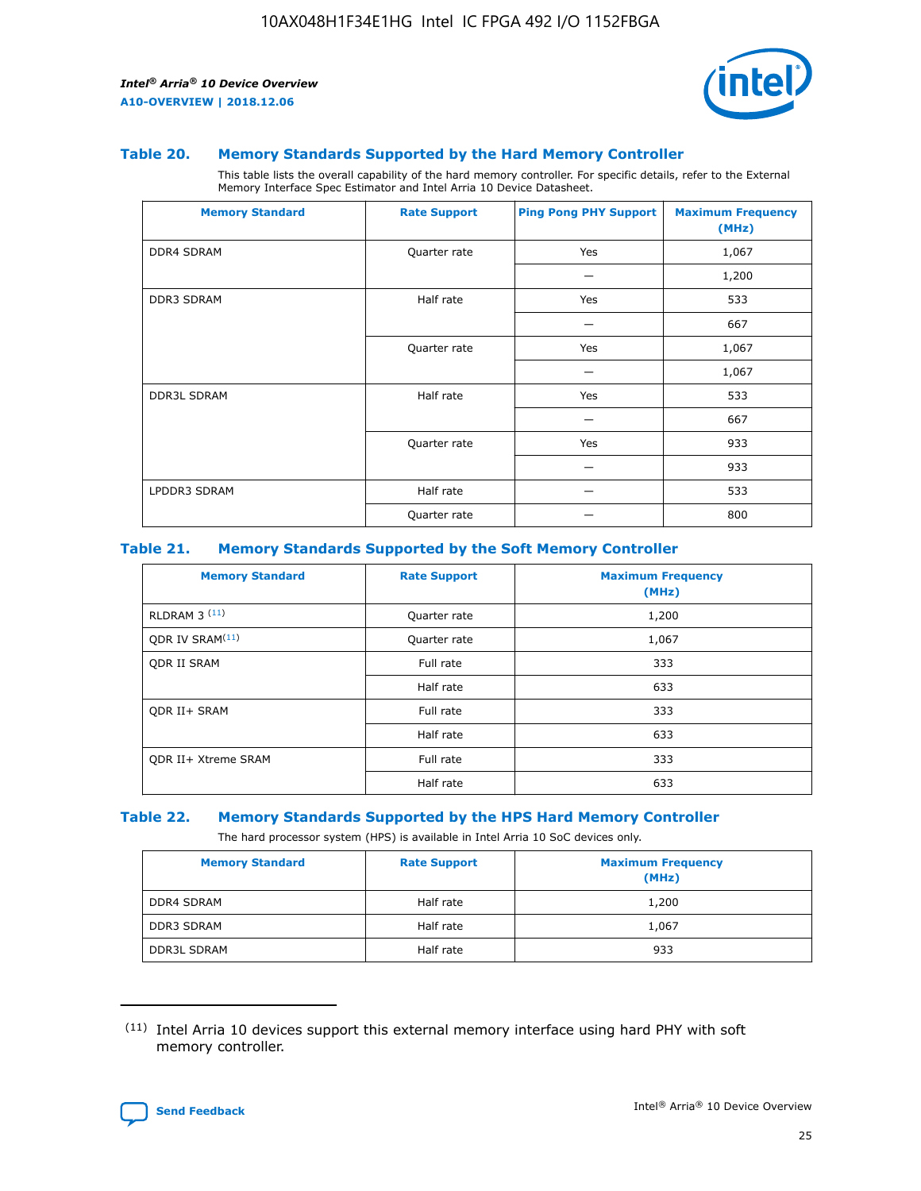### Table 20. Memory Standards Supported by the Hard Memory Controller

This table lists the overall capability of the hard memory controller. For specific details, refer to the External Memory Interface Spec Estimator and Intel Arria 10 Device Datasheet.

| Memory Standard | Rate Support | Ping Pong PHY Support | Maximum Frequency (MHz) |
|---|---|---|---|
| DDR4 SDRAM | Quarter rate | Yes | 1,067 |
| | | — | 1,200 |
| DDR3 SDRAM | Half rate | Yes | 533 |
| | | — | 667 |
| | Quarter rate | Yes | 1,067 |
| | | — | 1,067 |
| DDR3L SDRAM | Half rate | Yes | 533 |
| | | — | 667 |
| | Quarter rate | Yes | 933 |
| | | — | 933 |
| LPDDR3 SDRAM | Half rate | — | 533 |
| | Quarter rate | — | 800 |

### Table 21. Memory Standards Supported by the Soft Memory Controller

| Memory Standard | Rate Support | Maximum Frequency (MHz) |
|---|---|---|
| RLDRAM 3 [11] | Quarter rate | 1,200 |
| QDR IV SRAM[11] | Quarter rate | 1,067 |
| QDR II SRAM | Full rate | 333 |
| | Half rate | 633 |
| QDR II+ SRAM | Full rate | 333 |
| | Half rate | 633 |
| QDR II+ Xtreme SRAM | Full rate | 333 |
| | Half rate | 633 |

### Table 22. Memory Standards Supported by the HPS Hard Memory Controller

The hard processor system (HPS) is available in Intel Arria 10 SoC devices only.

| Memory Standard | Rate Support | Maximum Frequency (MHz) |
|---|---|---|
| DDR4 SDRAM | Half rate | 1,200 |
| DDR3 SDRAM | Half rate | 1,067 |
| DDR3L SDRAM | Half rate | 933 |

[11] Intel Arria 10 devices support this external memory interface using hard PHY with soft memory controller.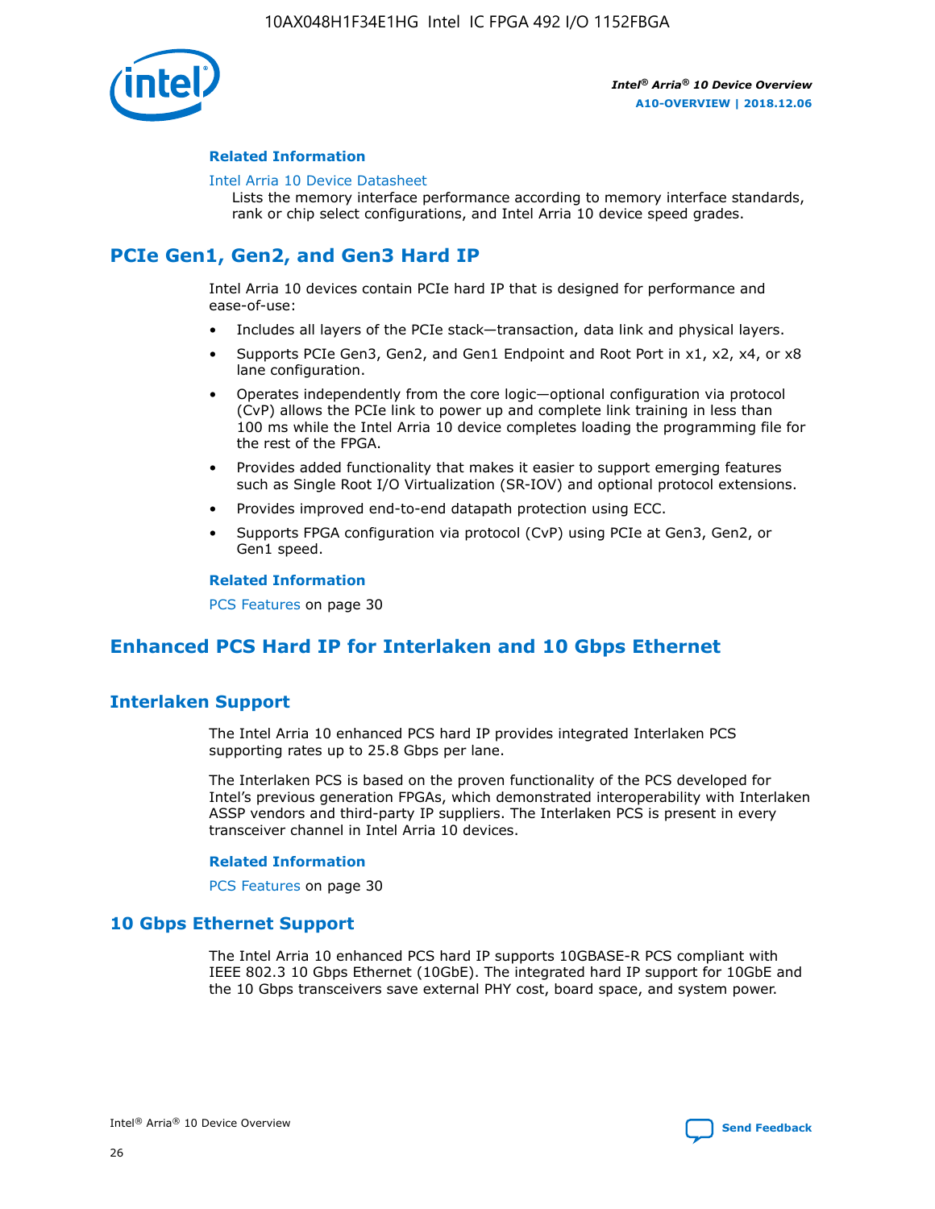### Related Information

Intel Arria 10 Device Datasheet

Lists the memory interface performance according to memory interface standards, rank or chip select configurations, and Intel Arria 10 device speed grades.

## PCIe Gen1, Gen2, and Gen3 Hard IP

Intel Arria 10 devices contain PCIe hard IP that is designed for performance and ease-of-use:

- Includes all layers of the PCIe stack—transaction, data link and physical layers.
- Supports PCIe Gen3, Gen2, and Gen1 Endpoint and Root Port in x1, x2, x4, or x8 lane configuration.
- Operates independently from the core logic—optional configuration via protocol (CvP) allows the PCIe link to power up and complete link training in less than 100 ms while the Intel Arria 10 device completes loading the programming file for the rest of the FPGA.
- Provides added functionality that makes it easier to support emerging features such as Single Root I/O Virtualization (SR-IOV) and optional protocol extensions.
- Provides improved end-to-end datapath protection using ECC.
- Supports FPGA configuration via protocol (CvP) using PCIe at Gen3, Gen2, or Gen1 speed.

### Related Information

PCS Features on page 30

## Enhanced PCS Hard IP for Interlaken and 10 Gbps Ethernet

### Interlaken Support

The Intel Arria 10 enhanced PCS hard IP provides integrated Interlaken PCS supporting rates up to 25.8 Gbps per lane.

The Interlaken PCS is based on the proven functionality of the PCS developed for Intel's previous generation FPGAs, which demonstrated interoperability with Interlaken ASSP vendors and third-party IP suppliers. The Interlaken PCS is present in every transceiver channel in Intel Arria 10 devices.

### Related Information

PCS Features on page 30

### 10 Gbps Ethernet Support

The Intel Arria 10 enhanced PCS hard IP supports 10GBASE-R PCS compliant with IEEE 802.3 10 Gbps Ethernet (10GbE). The integrated hard IP support for 10GbE and the 10 Gbps transceivers save external PHY cost, board space, and system power.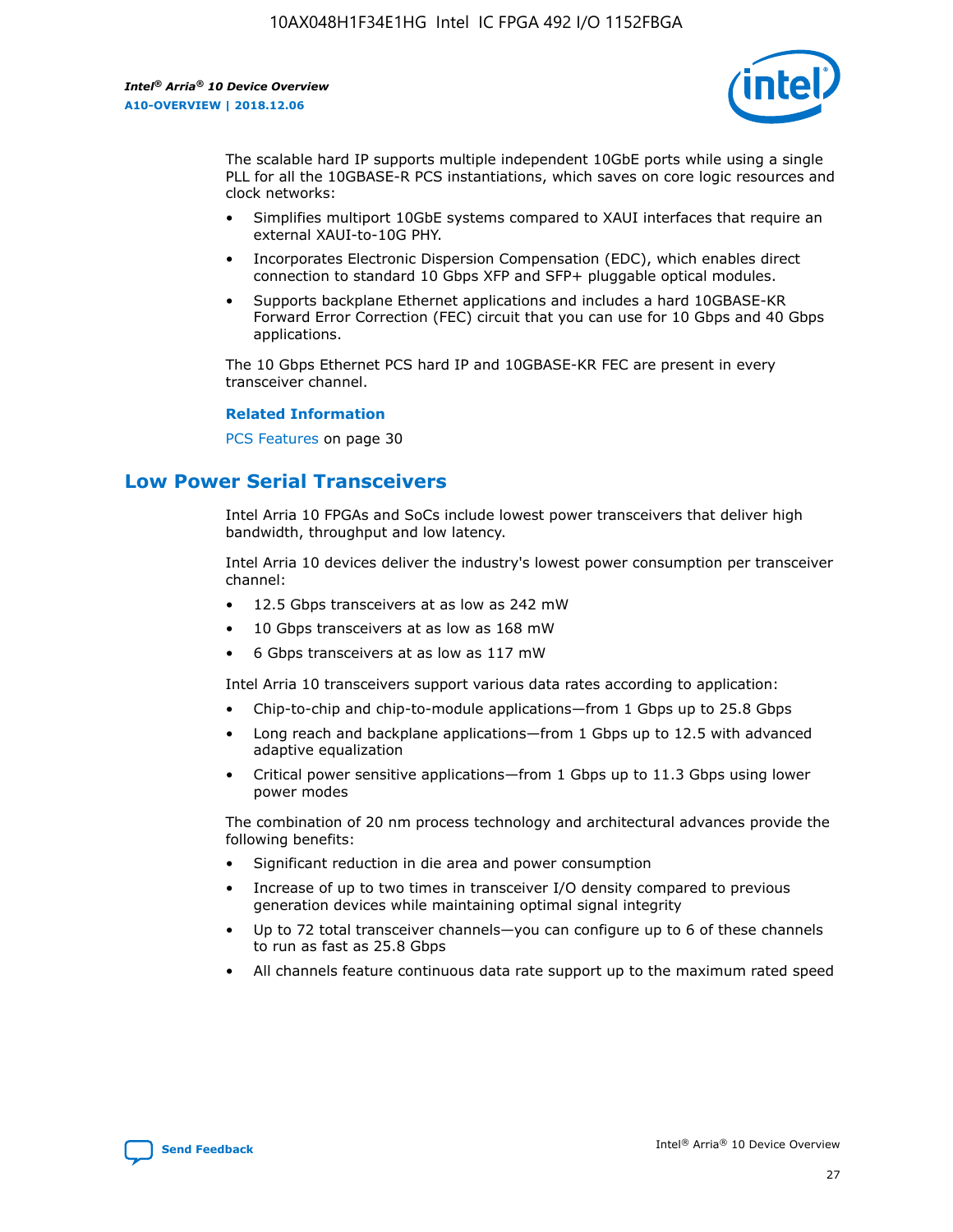The scalable hard IP supports multiple independent 10GbE ports while using a single PLL for all the 10GBASE-R PCS instantiations, which saves on core logic resources and clock networks:

- Simplifies multiport 10GbE systems compared to XAUI interfaces that require an external XAUI-to-10G PHY.
- Incorporates Electronic Dispersion Compensation (EDC), which enables direct connection to standard 10 Gbps XFP and SFP+ pluggable optical modules.
- Supports backplane Ethernet applications and includes a hard 10GBASE-KR Forward Error Correction (FEC) circuit that you can use for 10 Gbps and 40 Gbps applications.

The 10 Gbps Ethernet PCS hard IP and 10GBASE-KR FEC are present in every transceiver channel.

**Related Information**

PCS Features on page 30

## Low Power Serial Transceivers

Intel Arria 10 FPGAs and SoCs include lowest power transceivers that deliver high bandwidth, throughput and low latency.

Intel Arria 10 devices deliver the industry's lowest power consumption per transceiver channel:

- 12.5 Gbps transceivers at as low as 242 mW
- 10 Gbps transceivers at as low as 168 mW
- 6 Gbps transceivers at as low as 117 mW

Intel Arria 10 transceivers support various data rates according to application:

- Chip-to-chip and chip-to-module applications—from 1 Gbps up to 25.8 Gbps
- Long reach and backplane applications—from 1 Gbps up to 12.5 with advanced adaptive equalization
- Critical power sensitive applications—from 1 Gbps up to 11.3 Gbps using lower power modes

The combination of 20 nm process technology and architectural advances provide the following benefits:

- Significant reduction in die area and power consumption
- Increase of up to two times in transceiver I/O density compared to previous generation devices while maintaining optimal signal integrity
- Up to 72 total transceiver channels—you can configure up to 6 of these channels to run as fast as 25.8 Gbps
- All channels feature continuous data rate support up to the maximum rated speed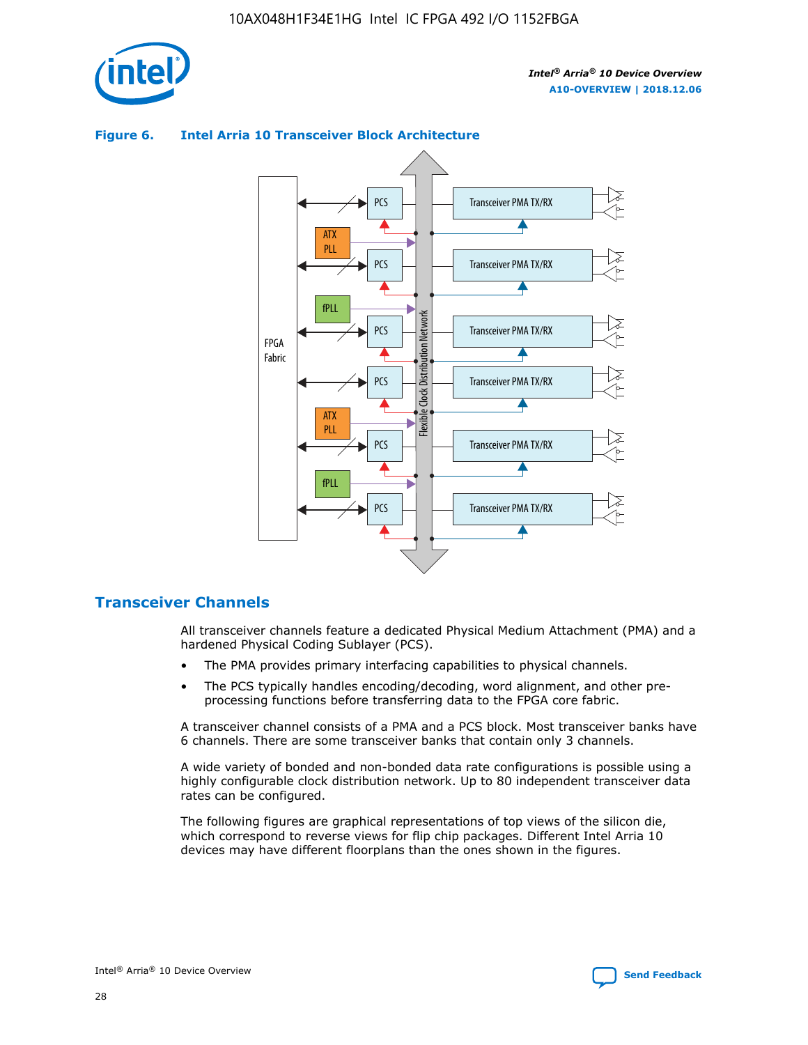**Figure 6. Intel Arria 10 Transceiver Block Architecture**

## Transceiver Channels

All transceiver channels feature a dedicated Physical Medium Attachment (PMA) and a hardened Physical Coding Sublayer (PCS).

- The PMA provides primary interfacing capabilities to physical channels.
- The PCS typically handles encoding/decoding, word alignment, and other pre-processing functions before transferring data to the FPGA core fabric.

A transceiver channel consists of a PMA and a PCS block. Most transceiver banks have 6 channels. There are some transceiver banks that contain only 3 channels.

A wide variety of bonded and non-bonded data rate configurations is possible using a highly configurable clock distribution network. Up to 80 independent transceiver data rates can be configured.

The following figures are graphical representations of top views of the silicon die, which correspond to reverse views for flip chip packages. Different Intel Arria 10 devices may have different floorplans than the ones shown in the figures.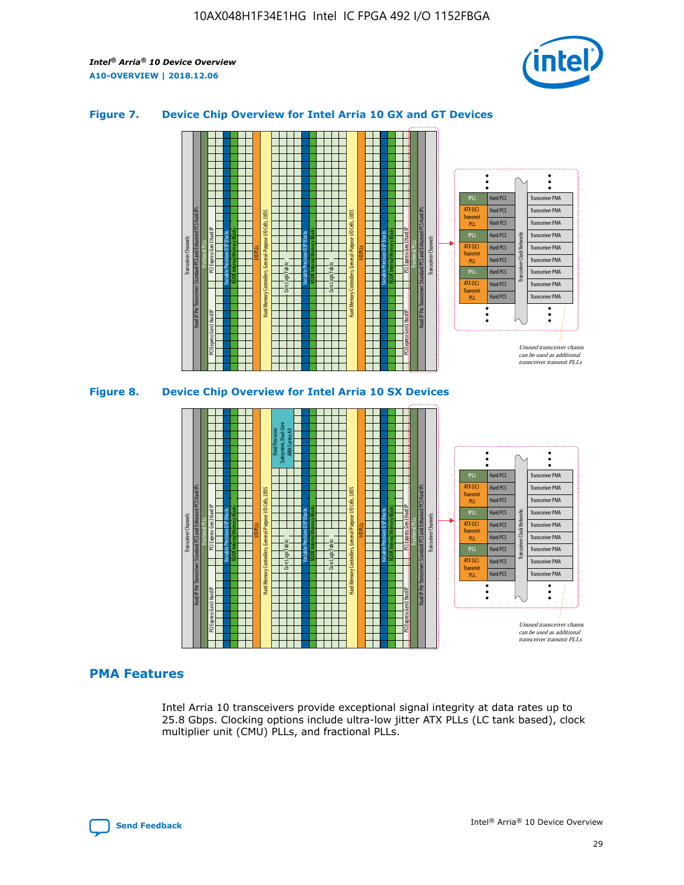### Figure 7. Device Chip Overview for Intel Arria 10 GX and GT Devices

### Figure 8. Device Chip Overview for Intel Arria 10 SX Devices

## PMA Features

Intel Arria 10 transceivers provide exceptional signal integrity at data rates up to 25.8 Gbps. Clocking options include ultra-low jitter ATX PLLs (LC tank based), clock multiplier unit (CMU) PLLs, and fractional PLLs.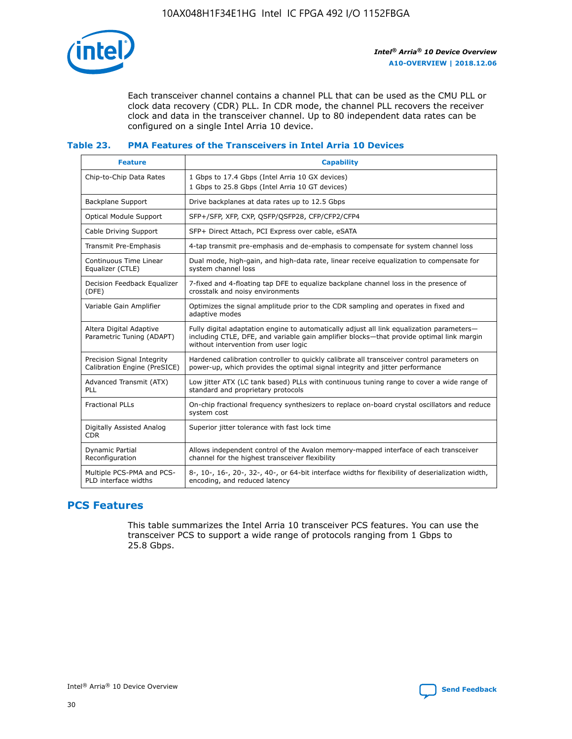Each transceiver channel contains a channel PLL that can be used as the CMU PLL or clock data recovery (CDR) PLL. In CDR mode, the channel PLL recovers the receiver clock and data in the transceiver channel. Up to 80 independent data rates can be configured on a single Intel Arria 10 device.

### Table 23. PMA Features of the Transceivers in Intel Arria 10 Devices

| Feature | Capability |
| --- | --- |
| Chip-to-Chip Data Rates | 1 Gbps to 17.4 Gbps (Intel Arria 10 GX devices)<br>1 Gbps to 25.8 Gbps (Intel Arria 10 GT devices) |
| Backplane Support | Drive backplanes at data rates up to 12.5 Gbps |
| Optical Module Support | SFP+/SFP, XFP, CXP, QSFP/QSFP28, CFP/CFP2/CFP4 |
| Cable Driving Support | SFP+ Direct Attach, PCI Express over cable, eSATA |
| Transmit Pre-Emphasis | 4-tap transmit pre-emphasis and de-emphasis to compensate for system channel loss |
| Continuous Time Linear Equalizer (CTLE) | Dual mode, high-gain, and high-data rate, linear receive equalization to compensate for system channel loss |
| Decision Feedback Equalizer (DFE) | 7-fixed and 4-floating tap DFE to equalize backplane channel loss in the presence of crosstalk and noisy environments |
| Variable Gain Amplifier | Optimizes the signal amplitude prior to the CDR sampling and operates in fixed and adaptive modes |
| Altera Digital Adaptive Parametric Tuning (ADAPT) | Fully digital adaptation engine to automatically adjust all link equalization parameters—including CTLE, DFE, and variable gain amplifier blocks—that provide optimal link margin without intervention from user logic |
| Precision Signal Integrity Calibration Engine (PreSICE) | Hardened calibration controller to quickly calibrate all transceiver control parameters on power-up, which provides the optimal signal integrity and jitter performance |
| Advanced Transmit (ATX) PLL | Low jitter ATX (LC tank based) PLLs with continuous tuning range to cover a wide range of standard and proprietary protocols |
| Fractional PLLs | On-chip fractional frequency synthesizers to replace on-board crystal oscillators and reduce system cost |
| Digitally Assisted Analog CDR | Superior jitter tolerance with fast lock time |
| Dynamic Partial Reconfiguration | Allows independent control of the Avalon memory-mapped interface of each transceiver channel for the highest transceiver flexibility |
| Multiple PCS-PMA and PCS-PLD interface widths | 8-, 10-, 16-, 20-, 32-, 40-, or 64-bit interface widths for flexibility of deserialization width, encoding, and reduced latency |

## PCS Features

This table summarizes the Intel Arria 10 transceiver PCS features. You can use the transceiver PCS to support a wide range of protocols ranging from 1 Gbps to 25.8 Gbps.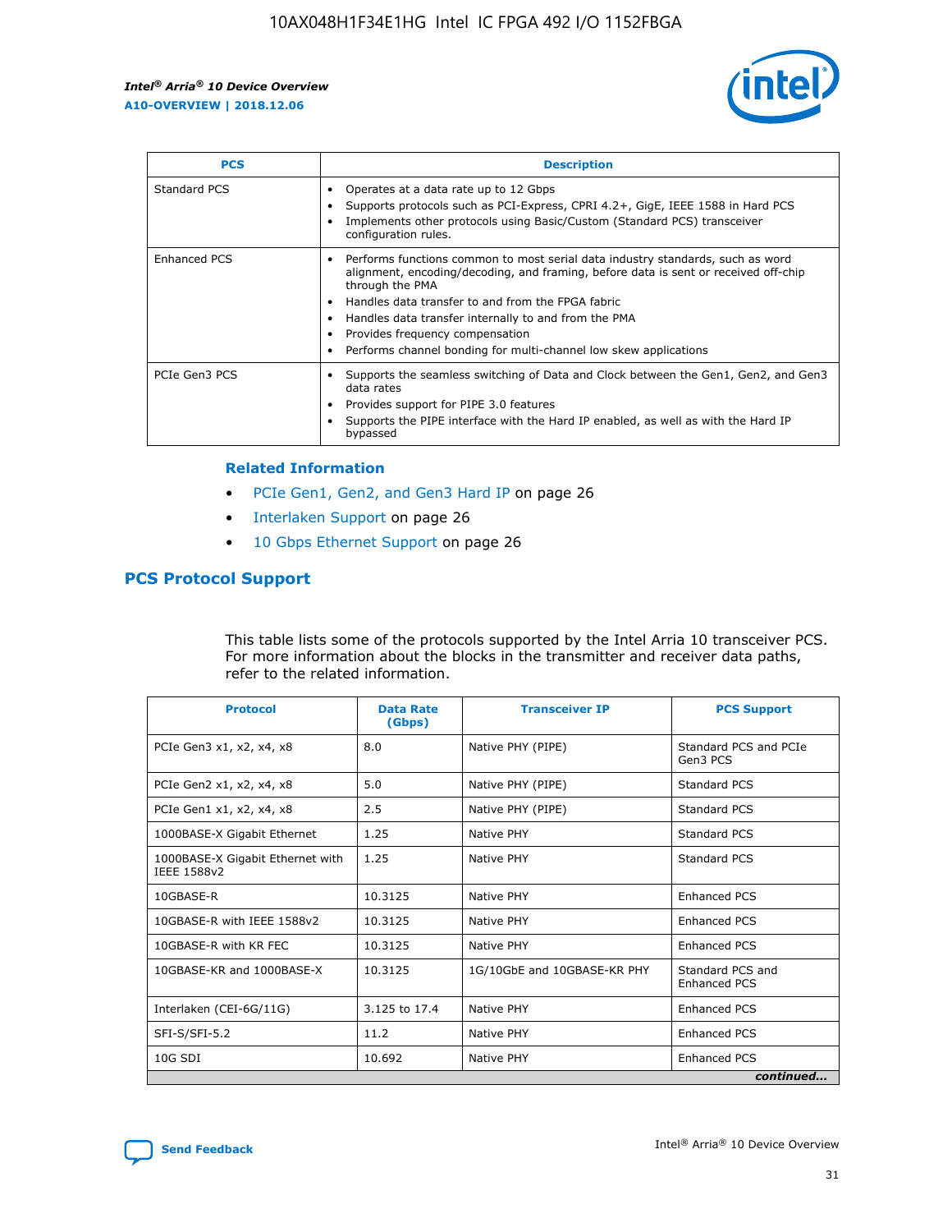| PCS | Description |
| --- | --- |
| Standard PCS | • Operates at a data rate up to 12 Gbps<br>• Supports protocols such as PCI-Express, CPRI 4.2+, GigE, IEEE 1588 in Hard PCS<br>• Implements other protocols using Basic/Custom (Standard PCS) transceiver configuration rules. |
| Enhanced PCS | • Performs functions common to most serial data industry standards, such as word alignment, encoding/decoding, and framing, before data is sent or received off-chip through the PMA<br>• Handles data transfer to and from the FPGA fabric<br>• Handles data transfer internally to and from the PMA<br>• Provides frequency compensation<br>• Performs channel bonding for multi-channel low skew applications |
| PCIe Gen3 PCS | • Supports the seamless switching of Data and Clock between the Gen1, Gen2, and Gen3 data rates<br>• Provides support for PIPE 3.0 features<br>• Supports the PIPE interface with the Hard IP enabled, as well as with the Hard IP bypassed |

### Related Information

- PCIe Gen1, Gen2, and Gen3 Hard IP on page 26
- Interlaken Support on page 26
- 10 Gbps Ethernet Support on page 26

## PCS Protocol Support

This table lists some of the protocols supported by the Intel Arria 10 transceiver PCS. For more information about the blocks in the transmitter and receiver data paths, refer to the related information.

| Protocol | Data Rate (Gbps) | Transceiver IP | PCS Support |
| --- | --- | --- | --- |
| PCIe Gen3 x1, x2, x4, x8 | 8.0 | Native PHY (PIPE) | Standard PCS and PCIe Gen3 PCS |
| PCIe Gen2 x1, x2, x4, x8 | 5.0 | Native PHY (PIPE) | Standard PCS |
| PCIe Gen1 x1, x2, x4, x8 | 2.5 | Native PHY (PIPE) | Standard PCS |
| 1000BASE-X Gigabit Ethernet | 1.25 | Native PHY | Standard PCS |
| 1000BASE-X Gigabit Ethernet with IEEE 1588v2 | 1.25 | Native PHY | Standard PCS |
| 10GBASE-R | 10.3125 | Native PHY | Enhanced PCS |
| 10GBASE-R with IEEE 1588v2 | 10.3125 | Native PHY | Enhanced PCS |
| 10GBASE-R with KR FEC | 10.3125 | Native PHY | Enhanced PCS |
| 10GBASE-KR and 1000BASE-X | 10.3125 | 1G/10GbE and 10GBASE-KR PHY | Standard PCS and Enhanced PCS |
| Interlaken (CEI-6G/11G) | 3.125 to 17.4 | Native PHY | Enhanced PCS |
| SFI-S/SFI-5.2 | 11.2 | Native PHY | Enhanced PCS |
| 10G SDI | 10.692 | Native PHY | Enhanced PCS |

*continued...*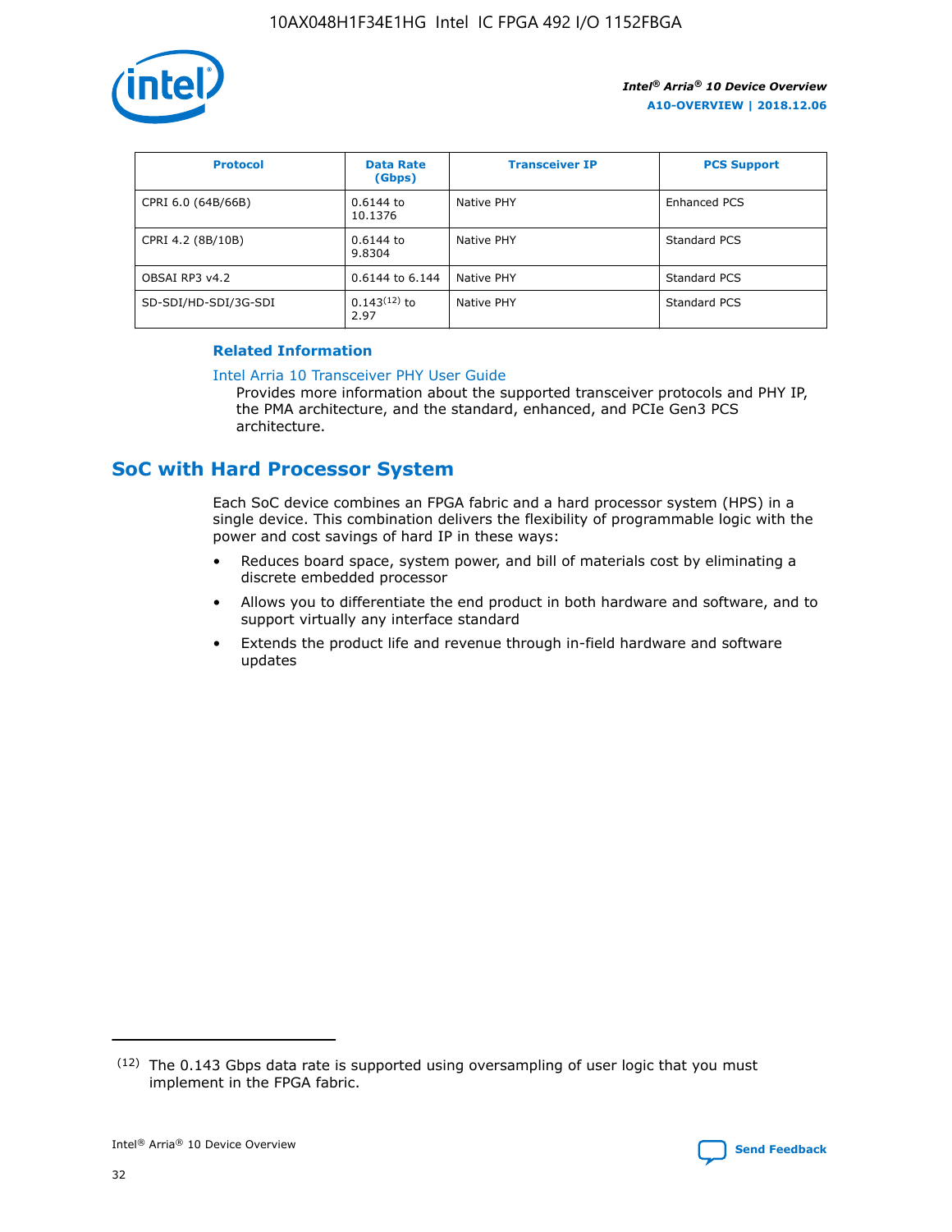| Protocol | Data Rate (Gbps) | Transceiver IP | PCS Support |
| --- | --- | --- | --- |
| CPRI 6.0 (64B/66B) | 0.6144 to 10.1376 | Native PHY | Enhanced PCS |
| CPRI 4.2 (8B/10B) | 0.6144 to 9.8304 | Native PHY | Standard PCS |
| OBSAI RP3 v4.2 | 0.6144 to 6.144 | Native PHY | Standard PCS |
| SD-SDI/HD-SDI/3G-SDI | 0.143[12] to 2.97 | Native PHY | Standard PCS |

**Related Information**

Intel Arria 10 Transceiver PHY User Guide
Provides more information about the supported transceiver protocols and PHY IP, the PMA architecture, and the standard, enhanced, and PCIe Gen3 PCS architecture.

## SoC with Hard Processor System

Each SoC device combines an FPGA fabric and a hard processor system (HPS) in a single device. This combination delivers the flexibility of programmable logic with the power and cost savings of hard IP in these ways:

- Reduces board space, system power, and bill of materials cost by eliminating a discrete embedded processor
- Allows you to differentiate the end product in both hardware and software, and to support virtually any interface standard
- Extends the product life and revenue through in-field hardware and software updates

(12) The 0.143 Gbps data rate is supported using oversampling of user logic that you must implement in the FPGA fabric.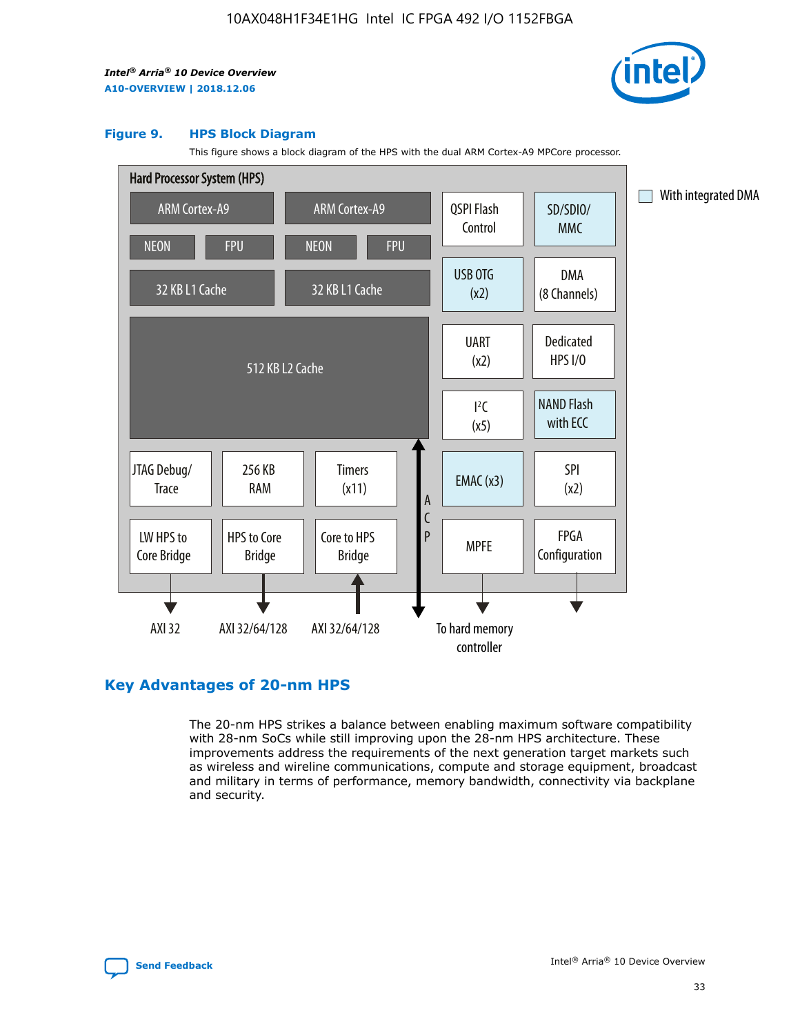Figure 9. HPS Block Diagram

This figure shows a block diagram of the HPS with the dual ARM Cortex-A9 MPCore processor.

Hard Processor System (HPS)

ARM Cortex-A9 | ARM Cortex-A9 | QSPI Flash Control | SD/SDIO/MMC

NEON | FPU | NEON | FPU

32 KB L1 Cache | 32 KB L1 Cache | USB OTG (x2) | DMA (8 Channels)

512 KB L2 Cache | UART (x2) | Dedicated HPS I/O | I²C (x5) | NAND Flash with ECC

JTAG Debug/Trace | 256 KB RAM | Timers (x11) | ACP | EMAC (x3) | SPI (x2)

LW HPS to Core Bridge | HPS to Core Bridge | Core to HPS Bridge | MPFE | FPGA Configuration

AXI 32 | AXI 32/64/128 | AXI 32/64/128 | To hard memory controller

With integrated DMA

## Key Advantages of 20-nm HPS

The 20-nm HPS strikes a balance between enabling maximum software compatibility with 28-nm SoCs while still improving upon the 28-nm HPS architecture. These improvements address the requirements of the next generation target markets such as wireless and wireline communications, compute and storage equipment, broadcast and military in terms of performance, memory bandwidth, connectivity via backplane and security.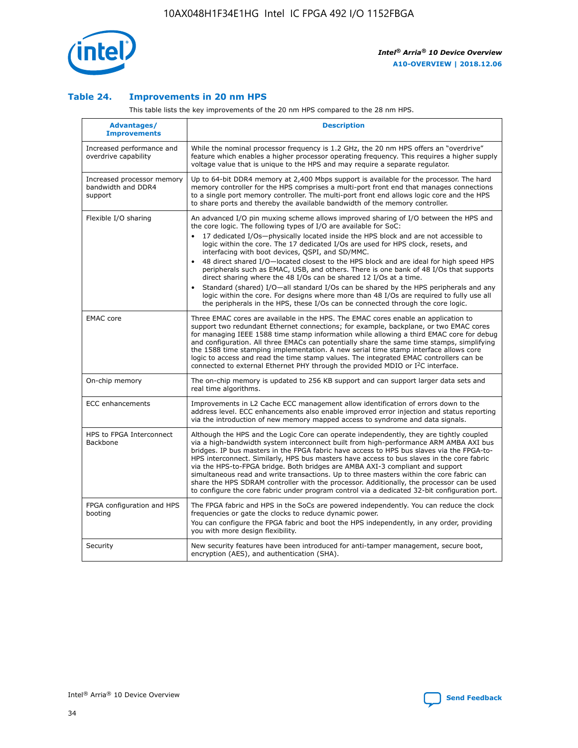## Table 24. Improvements in 20 nm HPS

This table lists the key improvements of the 20 nm HPS compared to the 28 nm HPS.

| Advantages/ Improvements | Description |
|---|---|
| Increased performance and overdrive capability | While the nominal processor frequency is 1.2 GHz, the 20 nm HPS offers an "overdrive" feature which enables a higher processor operating frequency. This requires a higher supply voltage value that is unique to the HPS and may require a separate regulator. |
| Increased processor memory bandwidth and DDR4 support | Up to 64-bit DDR4 memory at 2,400 Mbps support is available for the processor. The hard memory controller for the HPS comprises a multi-port front end that manages connections to a single port memory controller. The multi-port front end allows logic core and the HPS to share ports and thereby the available bandwidth of the memory controller. |
| Flexible I/O sharing | An advanced I/O pin muxing scheme allows improved sharing of I/O between the HPS and the core logic. The following types of I/O are available for SoC:<br>• 17 dedicated I/Os—physically located inside the HPS block and are not accessible to logic within the core. The 17 dedicated I/Os are used for HPS clock, resets, and interfacing with boot devices, QSPI, and SD/MMC.<br>• 48 direct shared I/O—located closest to the HPS block and are ideal for high speed HPS peripherals such as EMAC, USB, and others. There is one bank of 48 I/Os that supports direct sharing where the 48 I/Os can be shared 12 I/Os at a time.<br>• Standard (shared) I/O—all standard I/Os can be shared by the HPS peripherals and any logic within the core. For designs where more than 48 I/Os are required to fully use all the peripherals in the HPS, these I/Os can be connected through the core logic. |
| EMAC core | Three EMAC cores are available in the HPS. The EMAC cores enable an application to support two redundant Ethernet connections; for example, backplane, or two EMAC cores for managing IEEE 1588 time stamp information while allowing a third EMAC core for debug and configuration. All three EMACs can potentially share the same time stamps, simplifying the 1588 time stamping implementation. A new serial time stamp interface allows core logic to access and read the time stamp values. The integrated EMAC controllers can be connected to external Ethernet PHY through the provided MDIO or I²C interface. |
| On-chip memory | The on-chip memory is updated to 256 KB support and can support larger data sets and real time algorithms. |
| ECC enhancements | Improvements in L2 Cache ECC management allow identification of errors down to the address level. ECC enhancements also enable improved error injection and status reporting via the introduction of new memory mapped access to syndrome and data signals. |
| HPS to FPGA Interconnect Backbone | Although the HPS and the Logic Core can operate independently, they are tightly coupled via a high-bandwidth system interconnect built from high-performance ARM AMBA AXI bus bridges. IP bus masters in the FPGA fabric have access to HPS bus slaves via the FPGA-to-HPS interconnect. Similarly, HPS bus masters have access to bus slaves in the core fabric via the HPS-to-FPGA bridge. Both bridges are AMBA AXI-3 compliant and support simultaneous read and write transactions. Up to three masters within the core fabric can share the HPS SDRAM controller with the processor. Additionally, the processor can be used to configure the core fabric under program control via a dedicated 32-bit configuration port. |
| FPGA configuration and HPS booting | The FPGA fabric and HPS in the SoCs are powered independently. You can reduce the clock frequencies or gate the clocks to reduce dynamic power.<br>You can configure the FPGA fabric and boot the HPS independently, in any order, providing you with more design flexibility. |
| Security | New security features have been introduced for anti-tamper management, secure boot, encryption (AES), and authentication (SHA). |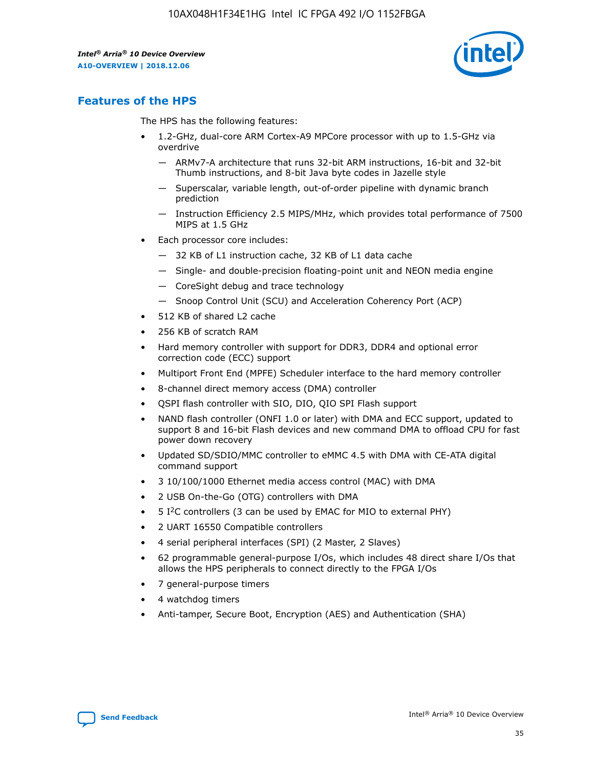## Features of the HPS

The HPS has the following features:

- 1.2-GHz, dual-core ARM Cortex-A9 MPCore processor with up to 1.5-GHz via overdrive
  - — ARMv7-A architecture that runs 32-bit ARM instructions, 16-bit and 32-bit Thumb instructions, and 8-bit Java byte codes in Jazelle style
  - — Superscalar, variable length, out-of-order pipeline with dynamic branch prediction
  - — Instruction Efficiency 2.5 MIPS/MHz, which provides total performance of 7500 MIPS at 1.5 GHz
- Each processor core includes:
  - — 32 KB of L1 instruction cache, 32 KB of L1 data cache
  - — Single- and double-precision floating-point unit and NEON media engine
  - — CoreSight debug and trace technology
  - — Snoop Control Unit (SCU) and Acceleration Coherency Port (ACP)
- 512 KB of shared L2 cache
- 256 KB of scratch RAM
- Hard memory controller with support for DDR3, DDR4 and optional error correction code (ECC) support
- Multiport Front End (MPFE) Scheduler interface to the hard memory controller
- 8-channel direct memory access (DMA) controller
- QSPI flash controller with SIO, DIO, QIO SPI Flash support
- NAND flash controller (ONFI 1.0 or later) with DMA and ECC support, updated to support 8 and 16-bit Flash devices and new command DMA to offload CPU for fast power down recovery
- Updated SD/SDIO/MMC controller to eMMC 4.5 with DMA with CE-ATA digital command support
- 3 10/100/1000 Ethernet media access control (MAC) with DMA
- 2 USB On-the-Go (OTG) controllers with DMA
- 5 I²C controllers (3 can be used by EMAC for MIO to external PHY)
- 2 UART 16550 Compatible controllers
- 4 serial peripheral interfaces (SPI) (2 Master, 2 Slaves)
- 62 programmable general-purpose I/Os, which includes 48 direct share I/Os that allows the HPS peripherals to connect directly to the FPGA I/Os
- 7 general-purpose timers
- 4 watchdog timers
- Anti-tamper, Secure Boot, Encryption (AES) and Authentication (SHA)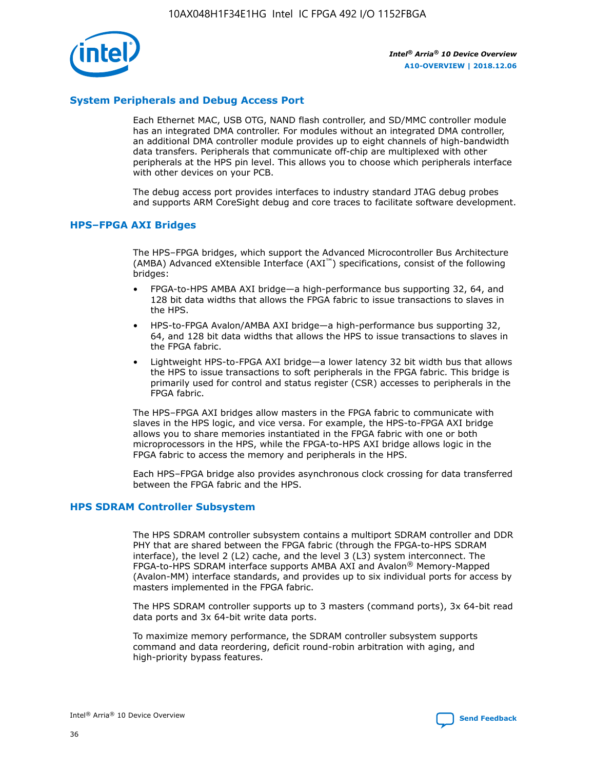## System Peripherals and Debug Access Port

Each Ethernet MAC, USB OTG, NAND flash controller, and SD/MMC controller module has an integrated DMA controller. For modules without an integrated DMA controller, an additional DMA controller module provides up to eight channels of high-bandwidth data transfers. Peripherals that communicate off-chip are multiplexed with other peripherals at the HPS pin level. This allows you to choose which peripherals interface with other devices on your PCB.

The debug access port provides interfaces to industry standard JTAG debug probes and supports ARM CoreSight debug and core traces to facilitate software development.

## HPS–FPGA AXI Bridges

The HPS–FPGA bridges, which support the Advanced Microcontroller Bus Architecture (AMBA) Advanced eXtensible Interface (AXI™) specifications, consist of the following bridges:

- FPGA-to-HPS AMBA AXI bridge—a high-performance bus supporting 32, 64, and 128 bit data widths that allows the FPGA fabric to issue transactions to slaves in the HPS.
- HPS-to-FPGA Avalon/AMBA AXI bridge—a high-performance bus supporting 32, 64, and 128 bit data widths that allows the HPS to issue transactions to slaves in the FPGA fabric.
- Lightweight HPS-to-FPGA AXI bridge—a lower latency 32 bit width bus that allows the HPS to issue transactions to soft peripherals in the FPGA fabric. This bridge is primarily used for control and status register (CSR) accesses to peripherals in the FPGA fabric.

The HPS–FPGA AXI bridges allow masters in the FPGA fabric to communicate with slaves in the HPS logic, and vice versa. For example, the HPS-to-FPGA AXI bridge allows you to share memories instantiated in the FPGA fabric with one or both microprocessors in the HPS, while the FPGA-to-HPS AXI bridge allows logic in the FPGA fabric to access the memory and peripherals in the HPS.

Each HPS–FPGA bridge also provides asynchronous clock crossing for data transferred between the FPGA fabric and the HPS.

## HPS SDRAM Controller Subsystem

The HPS SDRAM controller subsystem contains a multiport SDRAM controller and DDR PHY that are shared between the FPGA fabric (through the FPGA-to-HPS SDRAM interface), the level 2 (L2) cache, and the level 3 (L3) system interconnect. The FPGA-to-HPS SDRAM interface supports AMBA AXI and Avalon® Memory-Mapped (Avalon-MM) interface standards, and provides up to six individual ports for access by masters implemented in the FPGA fabric.

The HPS SDRAM controller supports up to 3 masters (command ports), 3x 64-bit read data ports and 3x 64-bit write data ports.

To maximize memory performance, the SDRAM controller subsystem supports command and data reordering, deficit round-robin arbitration with aging, and high-priority bypass features.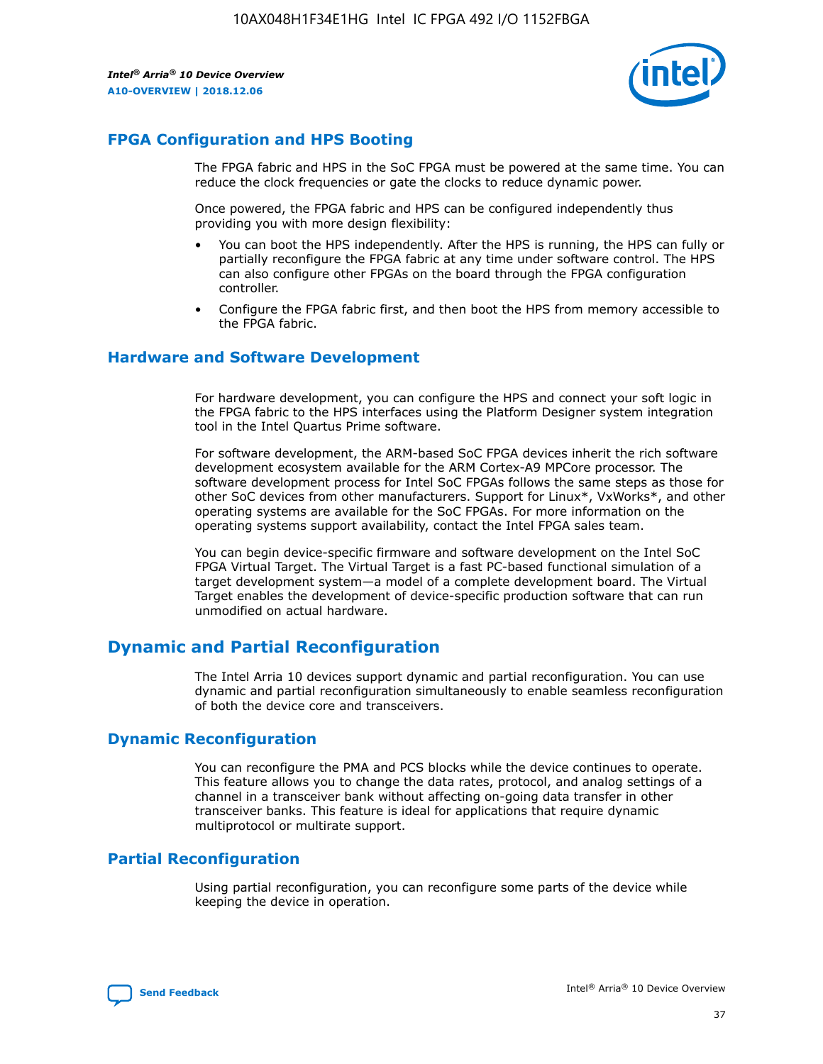## FPGA Configuration and HPS Booting

The FPGA fabric and HPS in the SoC FPGA must be powered at the same time. You can reduce the clock frequencies or gate the clocks to reduce dynamic power.

Once powered, the FPGA fabric and HPS can be configured independently thus providing you with more design flexibility:

- You can boot the HPS independently. After the HPS is running, the HPS can fully or partially reconfigure the FPGA fabric at any time under software control. The HPS can also configure other FPGAs on the board through the FPGA configuration controller.
- Configure the FPGA fabric first, and then boot the HPS from memory accessible to the FPGA fabric.

## Hardware and Software Development

For hardware development, you can configure the HPS and connect your soft logic in the FPGA fabric to the HPS interfaces using the Platform Designer system integration tool in the Intel Quartus Prime software.

For software development, the ARM-based SoC FPGA devices inherit the rich software development ecosystem available for the ARM Cortex-A9 MPCore processor. The software development process for Intel SoC FPGAs follows the same steps as those for other SoC devices from other manufacturers. Support for Linux*, VxWorks*, and other operating systems are available for the SoC FPGAs. For more information on the operating systems support availability, contact the Intel FPGA sales team.

You can begin device-specific firmware and software development on the Intel SoC FPGA Virtual Target. The Virtual Target is a fast PC-based functional simulation of a target development system—a model of a complete development board. The Virtual Target enables the development of device-specific production software that can run unmodified on actual hardware.

# Dynamic and Partial Reconfiguration

The Intel Arria 10 devices support dynamic and partial reconfiguration. You can use dynamic and partial reconfiguration simultaneously to enable seamless reconfiguration of both the device core and transceivers.

## Dynamic Reconfiguration

You can reconfigure the PMA and PCS blocks while the device continues to operate. This feature allows you to change the data rates, protocol, and analog settings of a channel in a transceiver bank without affecting on-going data transfer in other transceiver banks. This feature is ideal for applications that require dynamic multiprotocol or multirate support.

## Partial Reconfiguration

Using partial reconfiguration, you can reconfigure some parts of the device while keeping the device in operation.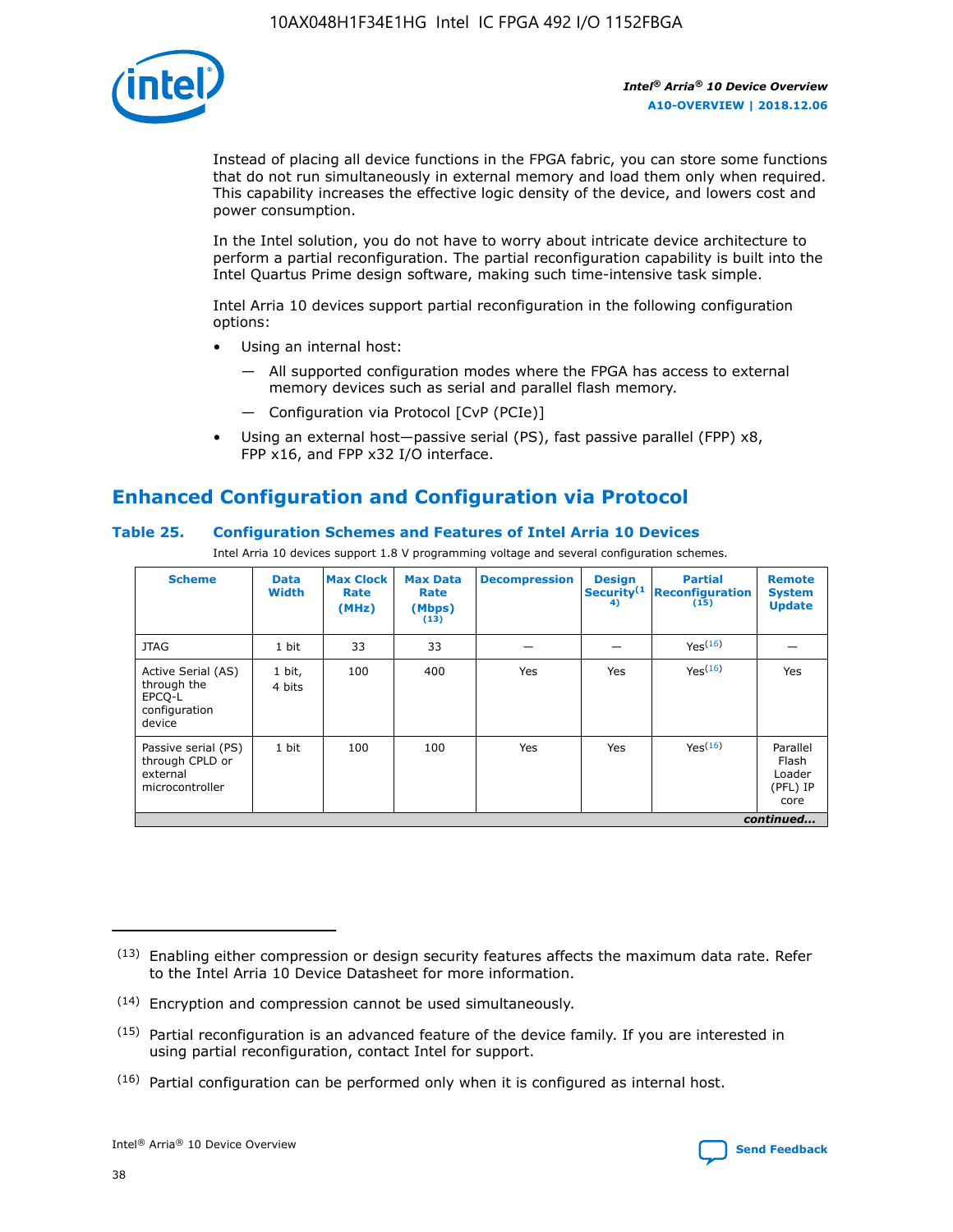Instead of placing all device functions in the FPGA fabric, you can store some functions that do not run simultaneously in external memory and load them only when required. This capability increases the effective logic density of the device, and lowers cost and power consumption.

In the Intel solution, you do not have to worry about intricate device architecture to perform a partial reconfiguration. The partial reconfiguration capability is built into the Intel Quartus Prime design software, making such time-intensive task simple.

Intel Arria 10 devices support partial reconfiguration in the following configuration options:

- Using an internal host:
  - All supported configuration modes where the FPGA has access to external memory devices such as serial and parallel flash memory.
  - Configuration via Protocol [CvP (PCIe)]
- Using an external host—passive serial (PS), fast passive parallel (FPP) x8, FPP x16, and FPP x32 I/O interface.

## Enhanced Configuration and Configuration via Protocol

### Table 25. Configuration Schemes and Features of Intel Arria 10 Devices

Intel Arria 10 devices support 1.8 V programming voltage and several configuration schemes.

| Scheme | Data Width | Max Clock Rate (MHz) | Max Data Rate (Mbps)(13) | Decompression | Design Security(14) | Partial Reconfiguration (15) | Remote System Update |
|---|---|---|---|---|---|---|---|
| JTAG | 1 bit | 33 | 33 | — | — | Yes(16) | — |
| Active Serial (AS) through the EPCQ-L configuration device | 1 bit, 4 bits | 100 | 400 | Yes | Yes | Yes(16) | Yes |
| Passive serial (PS) through CPLD or external microcontroller | 1 bit | 100 | 100 | Yes | Yes | Yes(16) | Parallel Flash Loader (PFL) IP core |

*continued...*

(13) Enabling either compression or design security features affects the maximum data rate. Refer to the Intel Arria 10 Device Datasheet for more information.

(14) Encryption and compression cannot be used simultaneously.

(15) Partial reconfiguration is an advanced feature of the device family. If you are interested in using partial reconfiguration, contact Intel for support.

(16) Partial configuration can be performed only when it is configured as internal host.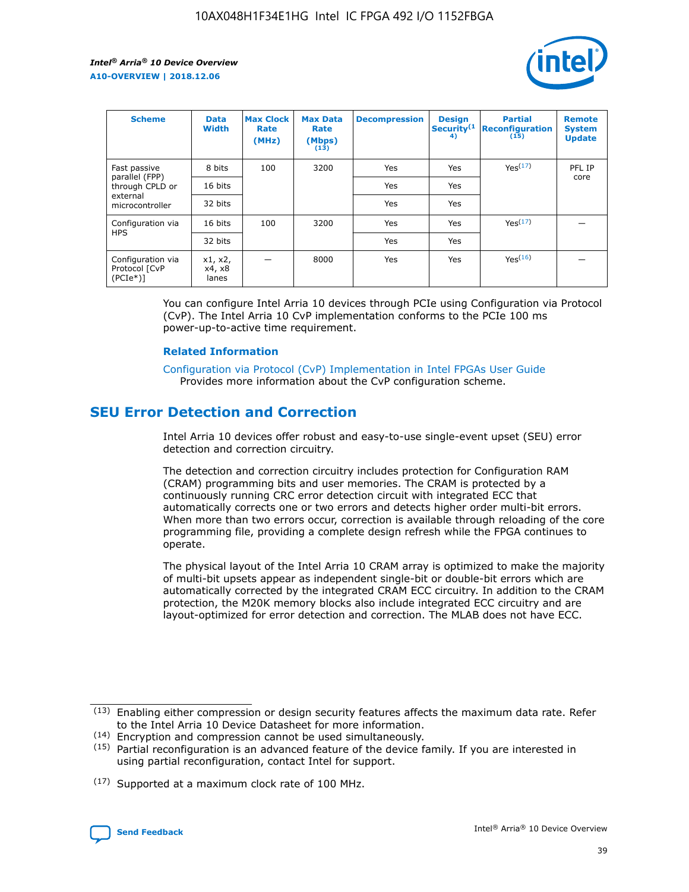| Scheme | Data Width | Max Clock Rate (MHz) | Max Data Rate (Mbps) (13) | Decompression | Design Security (14) | Partial Reconfiguration (15) | Remote System Update |
|---|---|---|---|---|---|---|---|
| Fast passive parallel (FPP) through CPLD or external microcontroller | 8 bits | 100 | 3200 | Yes | Yes | Yes (17) | PFL IP core |
| | 16 bits | | | Yes | Yes | | |
| | 32 bits | | | Yes | Yes | | |
| Configuration via HPS | 16 bits | 100 | 3200 | Yes | Yes | Yes (17) | — |
| | 32 bits | | | Yes | Yes | | |
| Configuration via Protocol [CvP (PCIe*)] | x1, x2, x4, x8 lanes | — | 8000 | Yes | Yes | Yes (16) | — |

You can configure Intel Arria 10 devices through PCIe using Configuration via Protocol (CvP). The Intel Arria 10 CvP implementation conforms to the PCIe 100 ms power-up-to-active time requirement.

### Related Information

Configuration via Protocol (CvP) Implementation in Intel FPGAs User Guide
Provides more information about the CvP configuration scheme.

## SEU Error Detection and Correction

Intel Arria 10 devices offer robust and easy-to-use single-event upset (SEU) error detection and correction circuitry.

The detection and correction circuitry includes protection for Configuration RAM (CRAM) programming bits and user memories. The CRAM is protected by a continuously running CRC error detection circuit with integrated ECC that automatically corrects one or two errors and detects higher order multi-bit errors. When more than two errors occur, correction is available through reloading of the core programming file, providing a complete design refresh while the FPGA continues to operate.

The physical layout of the Intel Arria 10 CRAM array is optimized to make the majority of multi-bit upsets appear as independent single-bit or double-bit errors which are automatically corrected by the integrated CRAM ECC circuitry. In addition to the CRAM protection, the M20K memory blocks also include integrated ECC circuitry and are layout-optimized for error detection and correction. The MLAB does not have ECC.

(13) Enabling either compression or design security features affects the maximum data rate. Refer to the Intel Arria 10 Device Datasheet for more information.

(14) Encryption and compression cannot be used simultaneously.

(15) Partial reconfiguration is an advanced feature of the device family. If you are interested in using partial reconfiguration, contact Intel for support.

(17) Supported at a maximum clock rate of 100 MHz.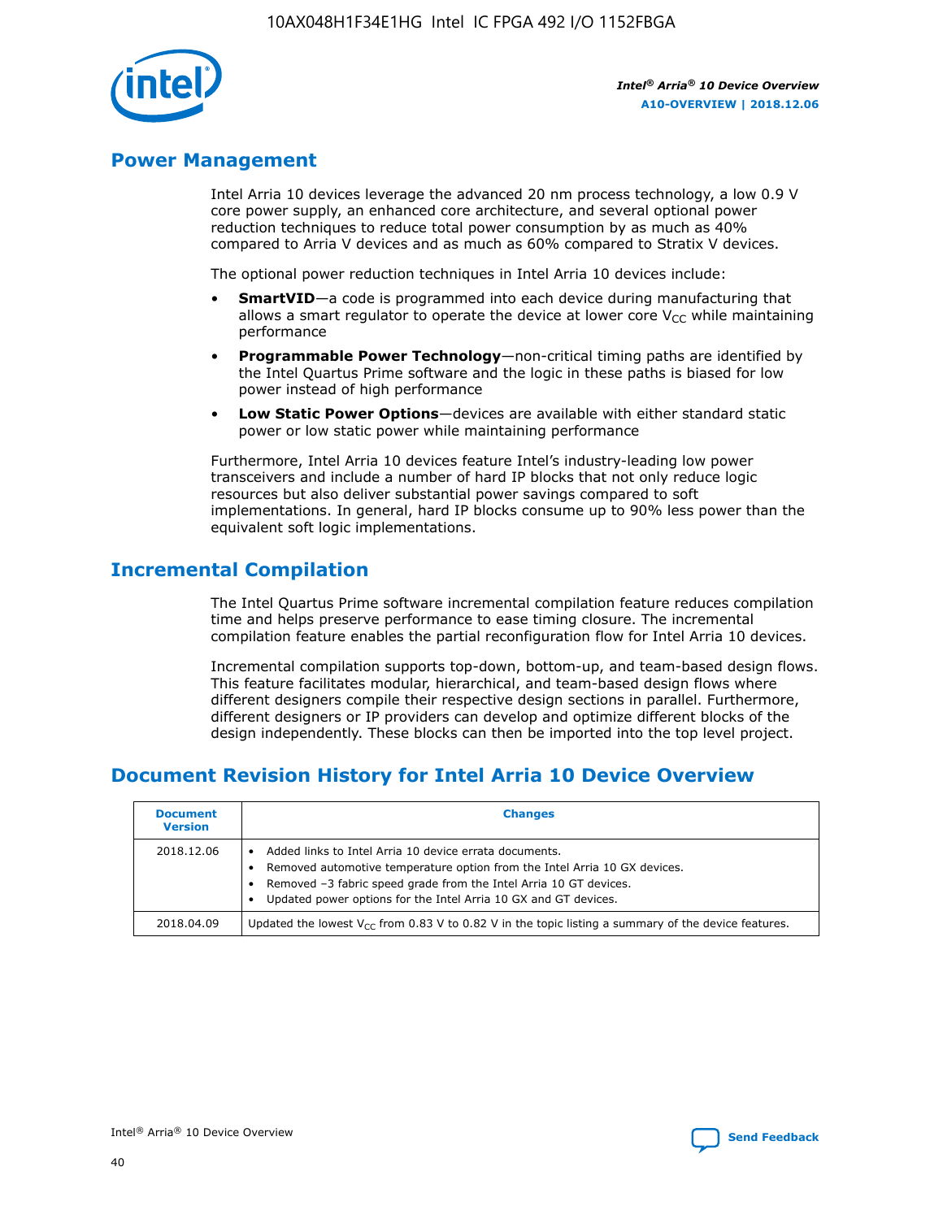## Power Management

Intel Arria 10 devices leverage the advanced 20 nm process technology, a low 0.9 V core power supply, an enhanced core architecture, and several optional power reduction techniques to reduce total power consumption by as much as 40% compared to Arria V devices and as much as 60% compared to Stratix V devices.

The optional power reduction techniques in Intel Arria 10 devices include:

- **SmartVID**—a code is programmed into each device during manufacturing that allows a smart regulator to operate the device at lower core $V_{CC}$ while maintaining performance
- **Programmable Power Technology**—non-critical timing paths are identified by the Intel Quartus Prime software and the logic in these paths is biased for low power instead of high performance
- **Low Static Power Options**—devices are available with either standard static power or low static power while maintaining performance

Furthermore, Intel Arria 10 devices feature Intel's industry-leading low power transceivers and include a number of hard IP blocks that not only reduce logic resources but also deliver substantial power savings compared to soft implementations. In general, hard IP blocks consume up to 90% less power than the equivalent soft logic implementations.

## Incremental Compilation

The Intel Quartus Prime software incremental compilation feature reduces compilation time and helps preserve performance to ease timing closure. The incremental compilation feature enables the partial reconfiguration flow for Intel Arria 10 devices.

Incremental compilation supports top-down, bottom-up, and team-based design flows. This feature facilitates modular, hierarchical, and team-based design flows where different designers compile their respective design sections in parallel. Furthermore, different designers or IP providers can develop and optimize different blocks of the design independently. These blocks can then be imported into the top level project.

## Document Revision History for Intel Arria 10 Device Overview

| Document Version | Changes |
| --- | --- |
| 2018.12.06 | • Added links to Intel Arria 10 device errata documents.<br>• Removed automotive temperature option from the Intel Arria 10 GX devices.<br>• Removed –3 fabric speed grade from the Intel Arria 10 GT devices.<br>• Updated power options for the Intel Arria 10 GX and GT devices. |
| 2018.04.09 | Updated the lowest $V_{CC}$ from 0.83 V to 0.82 V in the topic listing a summary of the device features. |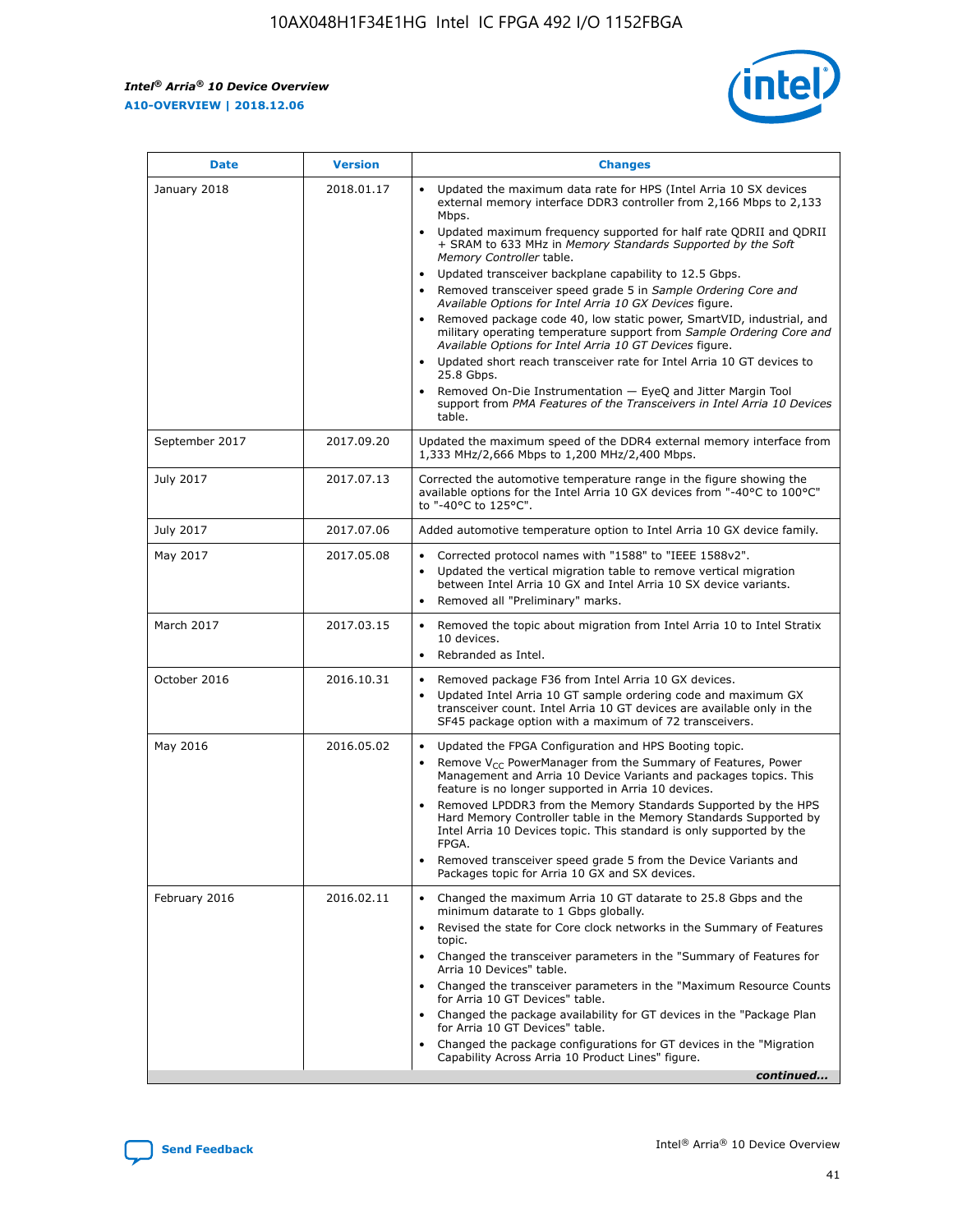| Date | Version | Changes |
| --- | --- | --- |
| January 2018 | 2018.01.17 | • Updated the maximum data rate for HPS (Intel Arria 10 SX devices external memory interface DDR3 controller from 2,166 Mbps to 2,133 Mbps.<br>• Updated maximum frequency supported for half rate QDRII and QDRII + SRAM to 633 MHz in *Memory Standards Supported by the Soft Memory Controller* table.<br>• Updated transceiver backplane capability to 12.5 Gbps.<br>• Removed transceiver speed grade 5 in *Sample Ordering Core and Available Options for Intel Arria 10 GX Devices* figure.<br>• Removed package code 40, low static power, SmartVID, industrial, and military operating temperature support from *Sample Ordering Core and Available Options for Intel Arria 10 GT Devices* figure.<br>• Updated short reach transceiver rate for Intel Arria 10 GT devices to 25.8 Gbps.<br>• Removed On-Die Instrumentation — EyeQ and Jitter Margin Tool support from *PMA Features of the Transceivers in Intel Arria 10 Devices* table. |
| September 2017 | 2017.09.20 | Updated the maximum speed of the DDR4 external memory interface from 1,333 MHz/2,666 Mbps to 1,200 MHz/2,400 Mbps. |
| July 2017 | 2017.07.13 | Corrected the automotive temperature range in the figure showing the available options for the Intel Arria 10 GX devices from "-40°C to 100°C" to "-40°C to 125°C". |
| July 2017 | 2017.07.06 | Added automotive temperature option to Intel Arria 10 GX device family. |
| May 2017 | 2017.05.08 | • Corrected protocol names with "1588" to "IEEE 1588v2".<br>• Updated the vertical migration table to remove vertical migration between Intel Arria 10 GX and Intel Arria 10 SX device variants.<br>• Removed all "Preliminary" marks. |
| March 2017 | 2017.03.15 | • Removed the topic about migration from Intel Arria 10 to Intel Stratix 10 devices.<br>• Rebranded as Intel. |
| October 2016 | 2016.10.31 | • Removed package F36 from Intel Arria 10 GX devices.<br>• Updated Intel Arria 10 GT sample ordering code and maximum GX transceiver count. Intel Arria 10 GT devices are available only in the SF45 package option with a maximum of 72 transceivers. |
| May 2016 | 2016.05.02 | • Updated the FPGA Configuration and HPS Booting topic.<br>• Remove $V_{CC}$ PowerManager from the Summary of Features, Power Management and Arria 10 Device Variants and packages topics. This feature is no longer supported in Arria 10 devices.<br>• Removed LPDDR3 from the Memory Standards Supported by the HPS Hard Memory Controller table in the Memory Standards Supported by Intel Arria 10 Devices topic. This standard is only supported by the FPGA.<br>• Removed transceiver speed grade 5 from the Device Variants and Packages topic for Arria 10 GX and SX devices. |
| February 2016 | 2016.02.11 | • Changed the maximum Arria 10 GT datarate to 25.8 Gbps and the minimum datarate to 1 Gbps globally.<br>• Revised the state for Core clock networks in the Summary of Features topic.<br>• Changed the transceiver parameters in the "Summary of Features for Arria 10 Devices" table.<br>• Changed the transceiver parameters in the "Maximum Resource Counts for Arria 10 GT Devices" table.<br>• Changed the package availability for GT devices in the "Package Plan for Arria 10 GT Devices" table.<br>• Changed the package configurations for GT devices in the "Migration Capability Across Arria 10 Product Lines" figure. |

*continued...*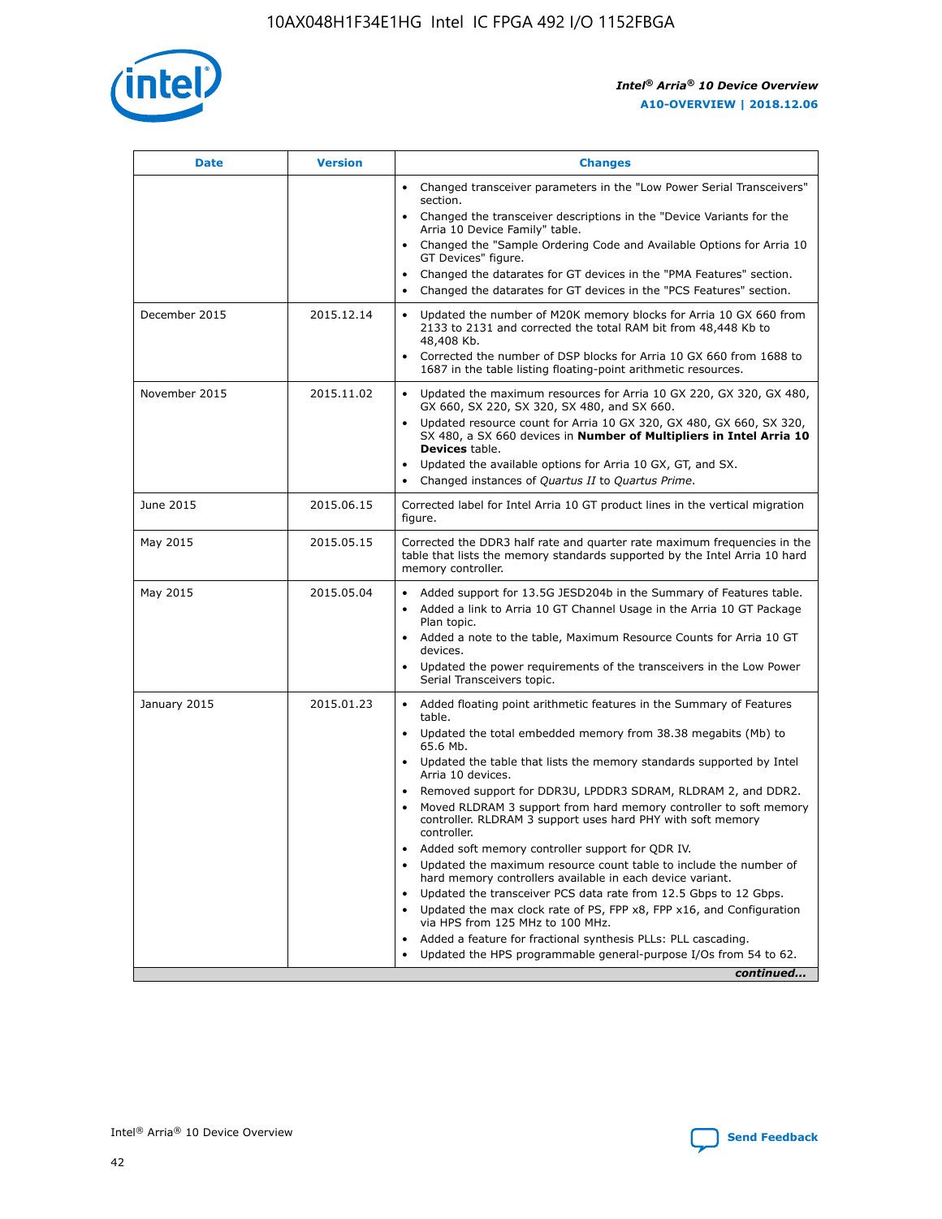| Date | Version | Changes |
| --- | --- | --- |
| | | • Changed transceiver parameters in the "Low Power Serial Transceivers" section.<br>• Changed the transceiver descriptions in the "Device Variants for the Arria 10 Device Family" table.<br>• Changed the "Sample Ordering Code and Available Options for Arria 10 GT Devices" figure.<br>• Changed the datarates for GT devices in the "PMA Features" section.<br>• Changed the datarates for GT devices in the "PCS Features" section. |
| December 2015 | 2015.12.14 | • Updated the number of M20K memory blocks for Arria 10 GX 660 from 2133 to 2131 and corrected the total RAM bit from 48,448 Kb to 48,408 Kb.<br>• Corrected the number of DSP blocks for Arria 10 GX 660 from 1688 to 1687 in the table listing floating-point arithmetic resources. |
| November 2015 | 2015.11.02 | • Updated the maximum resources for Arria 10 GX 220, GX 320, GX 480, GX 660, SX 220, SX 320, SX 480, and SX 660.<br>• Updated resource count for Arria 10 GX 320, GX 480, GX 660, SX 320, SX 480, a SX 660 devices in **Number of Multipliers in Intel Arria 10 Devices** table.<br>• Updated the available options for Arria 10 GX, GT, and SX.<br>• Changed instances of *Quartus II* to *Quartus Prime*. |
| June 2015 | 2015.06.15 | Corrected label for Intel Arria 10 GT product lines in the vertical migration figure. |
| May 2015 | 2015.05.15 | Corrected the DDR3 half rate and quarter rate maximum frequencies in the table that lists the memory standards supported by the Intel Arria 10 hard memory controller. |
| May 2015 | 2015.05.04 | • Added support for 13.5G JESD204b in the Summary of Features table.<br>• Added a link to Arria 10 GT Channel Usage in the Arria 10 GT Package Plan topic.<br>• Added a note to the table, Maximum Resource Counts for Arria 10 GT devices.<br>• Updated the power requirements of the transceivers in the Low Power Serial Transceivers topic. |
| January 2015 | 2015.01.23 | • Added floating point arithmetic features in the Summary of Features table.<br>• Updated the total embedded memory from 38.38 megabits (Mb) to 65.6 Mb.<br>• Updated the table that lists the memory standards supported by Intel Arria 10 devices.<br>• Removed support for DDR3U, LPDDR3 SDRAM, RLDRAM 2, and DDR2.<br>• Moved RLDRAM 3 support from hard memory controller to soft memory controller. RLDRAM 3 support uses hard PHY with soft memory controller.<br>• Added soft memory controller support for QDR IV.<br>• Updated the maximum resource count table to include the number of hard memory controllers available in each device variant.<br>• Updated the transceiver PCS data rate from 12.5 Gbps to 12 Gbps.<br>• Updated the max clock rate of PS, FPP x8, FPP x16, and Configuration via HPS from 125 MHz to 100 MHz.<br>• Added a feature for fractional synthesis PLLs: PLL cascading.<br>• Updated the HPS programmable general-purpose I/Os from 54 to 62. |

*continued...*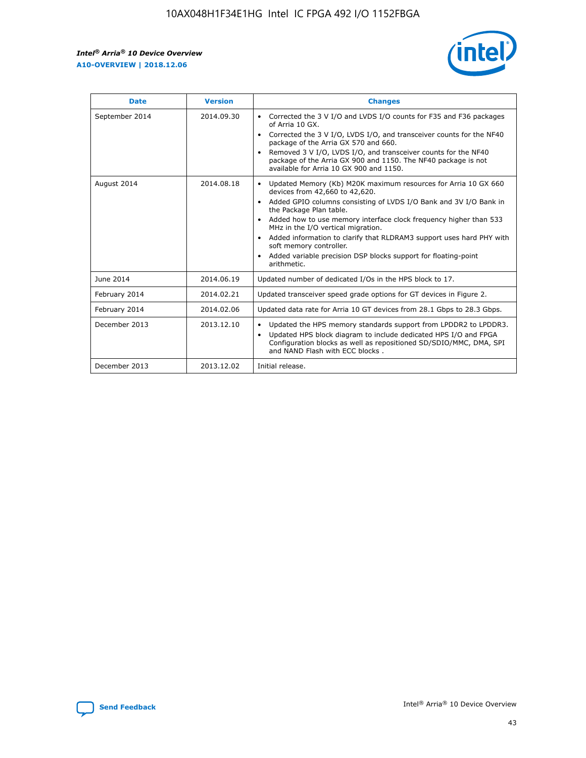| Date | Version | Changes |
| --- | --- | --- |
| September 2014 | 2014.09.30 | • Corrected the 3 V I/O and LVDS I/O counts for F35 and F36 packages of Arria 10 GX.<br>• Corrected the 3 V I/O, LVDS I/O, and transceiver counts for the NF40 package of the Arria GX 570 and 660.<br>• Removed 3 V I/O, LVDS I/O, and transceiver counts for the NF40 package of the Arria GX 900 and 1150. The NF40 package is not available for Arria 10 GX 900 and 1150. |
| August 2014 | 2014.08.18 | • Updated Memory (Kb) M20K maximum resources for Arria 10 GX 660 devices from 42,660 to 42,620.<br>• Added GPIO columns consisting of LVDS I/O Bank and 3V I/O Bank in the Package Plan table.<br>• Added how to use memory interface clock frequency higher than 533 MHz in the I/O vertical migration.<br>• Added information to clarify that RLDRAM3 support uses hard PHY with soft memory controller.<br>• Added variable precision DSP blocks support for floating-point arithmetic. |
| June 2014 | 2014.06.19 | Updated number of dedicated I/Os in the HPS block to 17. |
| February 2014 | 2014.02.21 | Updated transceiver speed grade options for GT devices in Figure 2. |
| February 2014 | 2014.02.06 | Updated data rate for Arria 10 GT devices from 28.1 Gbps to 28.3 Gbps. |
| December 2013 | 2013.12.10 | • Updated the HPS memory standards support from LPDDR2 to LPDDR3.<br>• Updated HPS block diagram to include dedicated HPS I/O and FPGA Configuration blocks as well as repositioned SD/SDIO/MMC, DMA, SPI and NAND Flash with ECC blocks . |
| December 2013 | 2013.12.02 | Initial release. |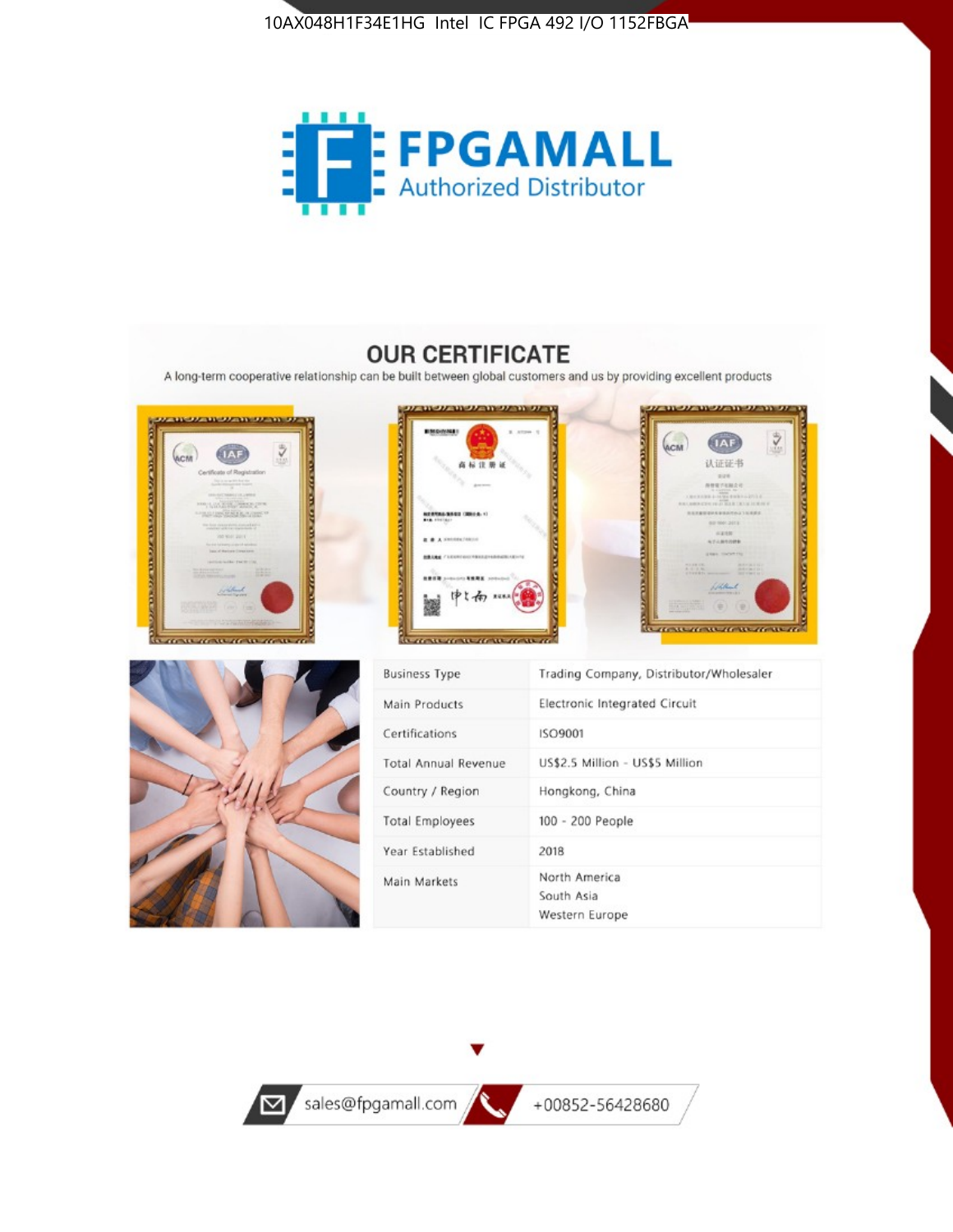FPGAMALL
Authorized Distributor

# OUR CERTIFICATE

A long-term cooperative relationship can be built between global customers and us by providing excellent products

| | |
|---|---|
| Business Type | Trading Company, Distributor/Wholesaler |
| Main Products | Electronic Integrated Circuit |
| Certifications | ISO9001 |
| Total Annual Revenue | US$2.5 Million - US$5 Million |
| Country / Region | Hongkong, China |
| Total Employees | 100 - 200 People |
| Year Established | 2018 |
| Main Markets | North America<br>South Asia<br>Western Europe |

sales@fpgamall.com

+00852-56428680